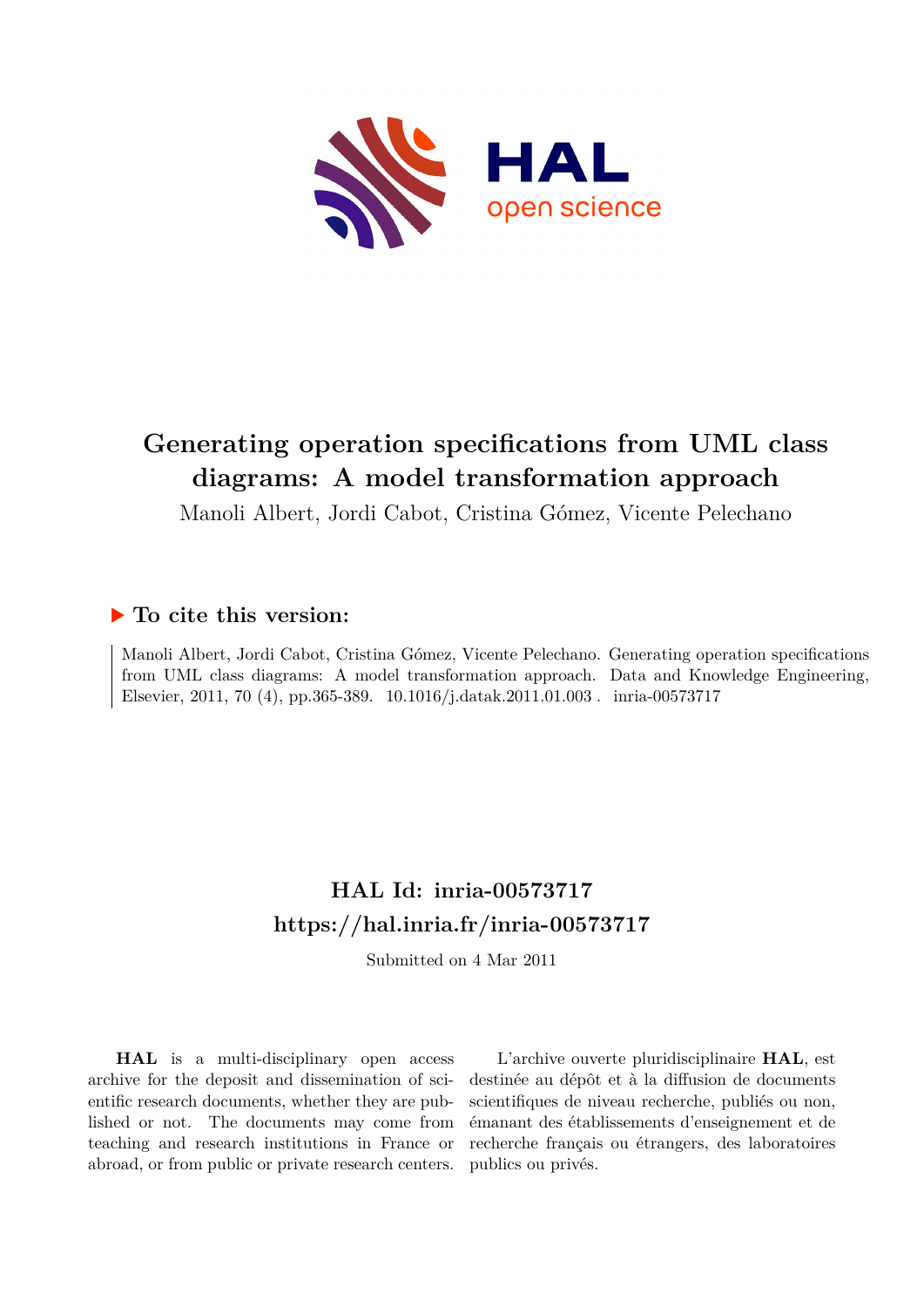# Generating operation specifications from UML class diagrams: A model transformation approach

Manoli Albert, Jordi Cabot, Cristina Gómez, Vicente Pelechano

## ▶ To cite this version:

Manoli Albert, Jordi Cabot, Cristina Gómez, Vicente Pelechano. Generating operation specifications from UML class diagrams: A model transformation approach. Data and Knowledge Engineering, Elsevier, 2011, 70 (4), pp.365-389. 10.1016/j.datak.2011.01.003 . inria-00573717

## HAL Id: inria-00573717
## https://hal.inria.fr/inria-00573717

Submitted on 4 Mar 2011

**HAL** is a multi-disciplinary open access archive for the deposit and dissemination of scientific research documents, whether they are published or not. The documents may come from teaching and research institutions in France or abroad, or from public or private research centers.

L'archive ouverte pluridisciplinaire **HAL**, est destinée au dépôt et à la diffusion de documents scientifiques de niveau recherche, publiés ou non, émanant des établissements d'enseignement et de recherche français ou étrangers, des laboratoires publics ou privés.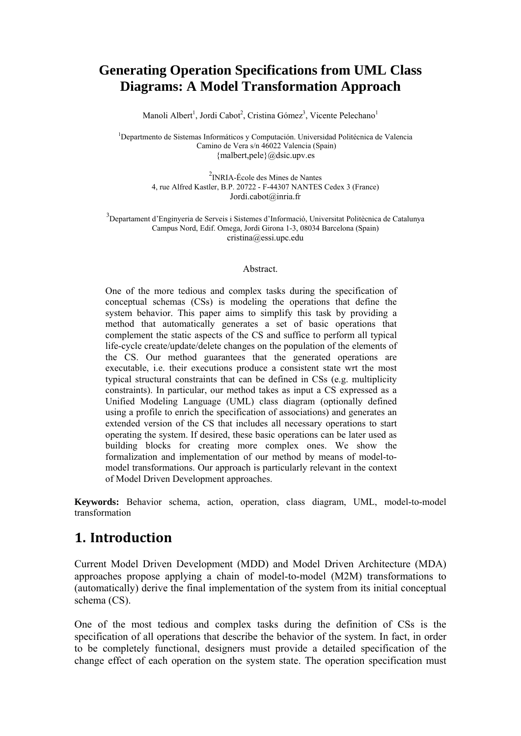# Generating Operation Specifications from UML Class Diagrams: A Model Transformation Approach

Manoli Albert[1], Jordi Cabot[2], Cristina Gómez[3], Vicente Pelechano[1]

[1]Departmento de Sistemas Informáticos y Computación. Universidad Politécnica de Valencia
Camino de Vera s/n 46022 Valencia (Spain)
{malbert,pele}@dsic.upv.es

[2]INRIA-École des Mines de Nantes
4, rue Alfred Kastler, B.P. 20722 - F-44307 NANTES Cedex 3 (France)
Jordi.cabot@inria.fr

[3]Departament d'Enginyeria de Serveis i Sistemes d'Informació, Universitat Politècnica de Catalunya
Campus Nord, Edif. Omega, Jordi Girona 1-3, 08034 Barcelona (Spain)
cristina@essi.upc.edu

Abstract.

One of the more tedious and complex tasks during the specification of conceptual schemas (CSs) is modeling the operations that define the system behavior. This paper aims to simplify this task by providing a method that automatically generates a set of basic operations that complement the static aspects of the CS and suffice to perform all typical life-cycle create/update/delete changes on the population of the elements of the CS. Our method guarantees that the generated operations are executable, i.e. their executions produce a consistent state wrt the most typical structural constraints that can be defined in CSs (e.g. multiplicity constraints). In particular, our method takes as input a CS expressed as a Unified Modeling Language (UML) class diagram (optionally defined using a profile to enrich the specification of associations) and generates an extended version of the CS that includes all necessary operations to start operating the system. If desired, these basic operations can be later used as building blocks for creating more complex ones. We show the formalization and implementation of our method by means of model-to-model transformations. Our approach is particularly relevant in the context of Model Driven Development approaches.

**Keywords:** Behavior schema, action, operation, class diagram, UML, model-to-model transformation

## 1. Introduction

Current Model Driven Development (MDD) and Model Driven Architecture (MDA) approaches propose applying a chain of model-to-model (M2M) transformations to (automatically) derive the final implementation of the system from its initial conceptual schema (CS).

One of the most tedious and complex tasks during the definition of CSs is the specification of all operations that describe the behavior of the system. In fact, in order to be completely functional, designers must provide a detailed specification of the change effect of each operation on the system state. The operation specification must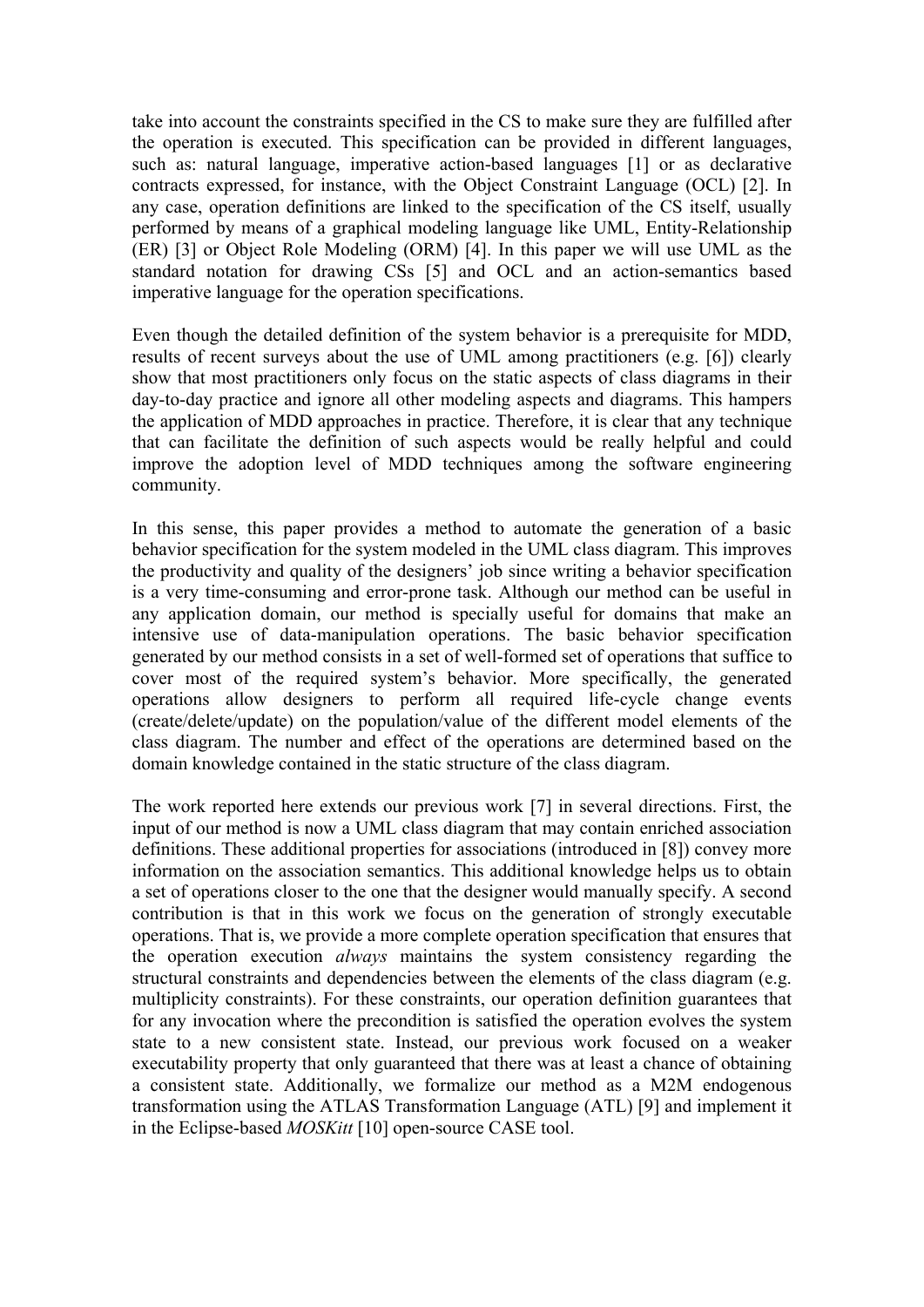take into account the constraints specified in the CS to make sure they are fulfilled after the operation is executed. This specification can be provided in different languages, such as: natural language, imperative action-based languages [1] or as declarative contracts expressed, for instance, with the Object Constraint Language (OCL) [2]. In any case, operation definitions are linked to the specification of the CS itself, usually performed by means of a graphical modeling language like UML, Entity-Relationship (ER) [3] or Object Role Modeling (ORM) [4]. In this paper we will use UML as the standard notation for drawing CSs [5] and OCL and an action-semantics based imperative language for the operation specifications.

Even though the detailed definition of the system behavior is a prerequisite for MDD, results of recent surveys about the use of UML among practitioners (e.g. [6]) clearly show that most practitioners only focus on the static aspects of class diagrams in their day-to-day practice and ignore all other modeling aspects and diagrams. This hampers the application of MDD approaches in practice. Therefore, it is clear that any technique that can facilitate the definition of such aspects would be really helpful and could improve the adoption level of MDD techniques among the software engineering community.

In this sense, this paper provides a method to automate the generation of a basic behavior specification for the system modeled in the UML class diagram. This improves the productivity and quality of the designers' job since writing a behavior specification is a very time-consuming and error-prone task. Although our method can be useful in any application domain, our method is specially useful for domains that make an intensive use of data-manipulation operations. The basic behavior specification generated by our method consists in a set of well-formed set of operations that suffice to cover most of the required system's behavior. More specifically, the generated operations allow designers to perform all required life-cycle change events (create/delete/update) on the population/value of the different model elements of the class diagram. The number and effect of the operations are determined based on the domain knowledge contained in the static structure of the class diagram.

The work reported here extends our previous work [7] in several directions. First, the input of our method is now a UML class diagram that may contain enriched association definitions. These additional properties for associations (introduced in [8]) convey more information on the association semantics. This additional knowledge helps us to obtain a set of operations closer to the one that the designer would manually specify. A second contribution is that in this work we focus on the generation of strongly executable operations. That is, we provide a more complete operation specification that ensures that the operation execution *always* maintains the system consistency regarding the structural constraints and dependencies between the elements of the class diagram (e.g. multiplicity constraints). For these constraints, our operation definition guarantees that for any invocation where the precondition is satisfied the operation evolves the system state to a new consistent state. Instead, our previous work focused on a weaker executability property that only guaranteed that there was at least a chance of obtaining a consistent state. Additionally, we formalize our method as a M2M endogenous transformation using the ATLAS Transformation Language (ATL) [9] and implement it in the Eclipse-based *MOSKitt* [10] open-source CASE tool.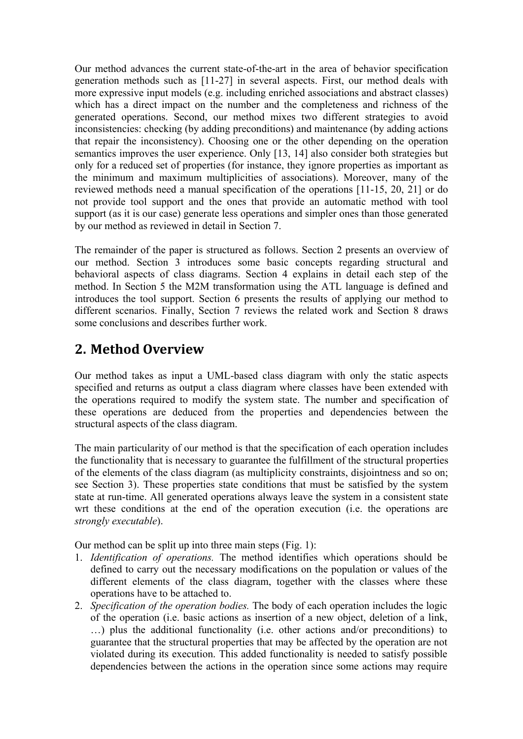Our method advances the current state-of-the-art in the area of behavior specification generation methods such as [11-27] in several aspects. First, our method deals with more expressive input models (e.g. including enriched associations and abstract classes) which has a direct impact on the number and the completeness and richness of the generated operations. Second, our method mixes two different strategies to avoid inconsistencies: checking (by adding preconditions) and maintenance (by adding actions that repair the inconsistency). Choosing one or the other depending on the operation semantics improves the user experience. Only [13, 14] also consider both strategies but only for a reduced set of properties (for instance, they ignore properties as important as the minimum and maximum multiplicities of associations). Moreover, many of the reviewed methods need a manual specification of the operations [11-15, 20, 21] or do not provide tool support and the ones that provide an automatic method with tool support (as it is our case) generate less operations and simpler ones than those generated by our method as reviewed in detail in Section 7.

The remainder of the paper is structured as follows. Section 2 presents an overview of our method. Section 3 introduces some basic concepts regarding structural and behavioral aspects of class diagrams. Section 4 explains in detail each step of the method. In Section 5 the M2M transformation using the ATL language is defined and introduces the tool support. Section 6 presents the results of applying our method to different scenarios. Finally, Section 7 reviews the related work and Section 8 draws some conclusions and describes further work.

## 2. Method Overview

Our method takes as input a UML-based class diagram with only the static aspects specified and returns as output a class diagram where classes have been extended with the operations required to modify the system state. The number and specification of these operations are deduced from the properties and dependencies between the structural aspects of the class diagram.

The main particularity of our method is that the specification of each operation includes the functionality that is necessary to guarantee the fulfillment of the structural properties of the elements of the class diagram (as multiplicity constraints, disjointness and so on; see Section 3). These properties state conditions that must be satisfied by the system state at run-time. All generated operations always leave the system in a consistent state wrt these conditions at the end of the operation execution (i.e. the operations are *strongly executable*).

Our method can be split up into three main steps (Fig. 1):

1. *Identification of operations.* The method identifies which operations should be defined to carry out the necessary modifications on the population or values of the different elements of the class diagram, together with the classes where these operations have to be attached to.
2. *Specification of the operation bodies.* The body of each operation includes the logic of the operation (i.e. basic actions as insertion of a new object, deletion of a link, …) plus the additional functionality (i.e. other actions and/or preconditions) to guarantee that the structural properties that may be affected by the operation are not violated during its execution. This added functionality is needed to satisfy possible dependencies between the actions in the operation since some actions may require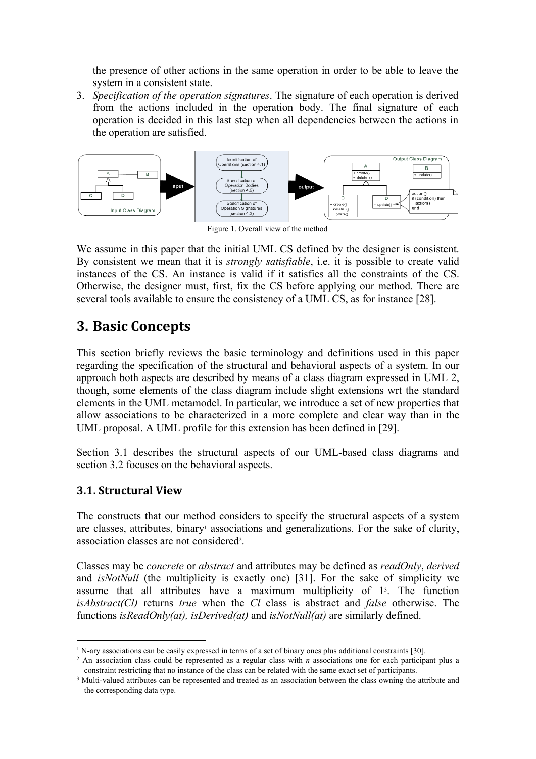the presence of other actions in the same operation in order to be able to leave the system in a consistent state.

3. *Specification of the operation signatures*. The signature of each operation is derived from the actions included in the operation body. The final signature of each operation is decided in this last step when all dependencies between the actions in the operation are satisfied.

Figure 1. Overall view of the method

We assume in this paper that the initial UML CS defined by the designer is consistent. By consistent we mean that it is *strongly satisfiable*, i.e. it is possible to create valid instances of the CS. An instance is valid if it satisfies all the constraints of the CS. Otherwise, the designer must, first, fix the CS before applying our method. There are several tools available to ensure the consistency of a UML CS, as for instance [28].

# 3. Basic Concepts

This section briefly reviews the basic terminology and definitions used in this paper regarding the specification of the structural and behavioral aspects of a system. In our approach both aspects are described by means of a class diagram expressed in UML 2, though, some elements of the class diagram include slight extensions wrt the standard elements in the UML metamodel. In particular, we introduce a set of new properties that allow associations to be characterized in a more complete and clear way than in the UML proposal. A UML profile for this extension has been defined in [29].

Section 3.1 describes the structural aspects of our UML-based class diagrams and section 3.2 focuses on the behavioral aspects.

## 3.1. Structural View

The constructs that our method considers to specify the structural aspects of a system are classes, attributes, binary[1] associations and generalizations. For the sake of clarity, association classes are not considered[2].

Classes may be *concrete* or *abstract* and attributes may be defined as *readOnly*, *derived* and *isNotNull* (the multiplicity is exactly one) [31]. For the sake of simplicity we assume that all attributes have a maximum multiplicity of 1[3]. The function *isAbstract(Cl)* returns *true* when the *Cl* class is abstract and *false* otherwise. The functions *isReadOnly(at), isDerived(at)* and *isNotNull(at)* are similarly defined.

[1] N-ary associations can be easily expressed in terms of a set of binary ones plus additional constraints [30].

[2] An association class could be represented as a regular class with *n* associations one for each participant plus a constraint restricting that no instance of the class can be related with the same exact set of participants.

[3] Multi-valued attributes can be represented and treated as an association between the class owning the attribute and the corresponding data type.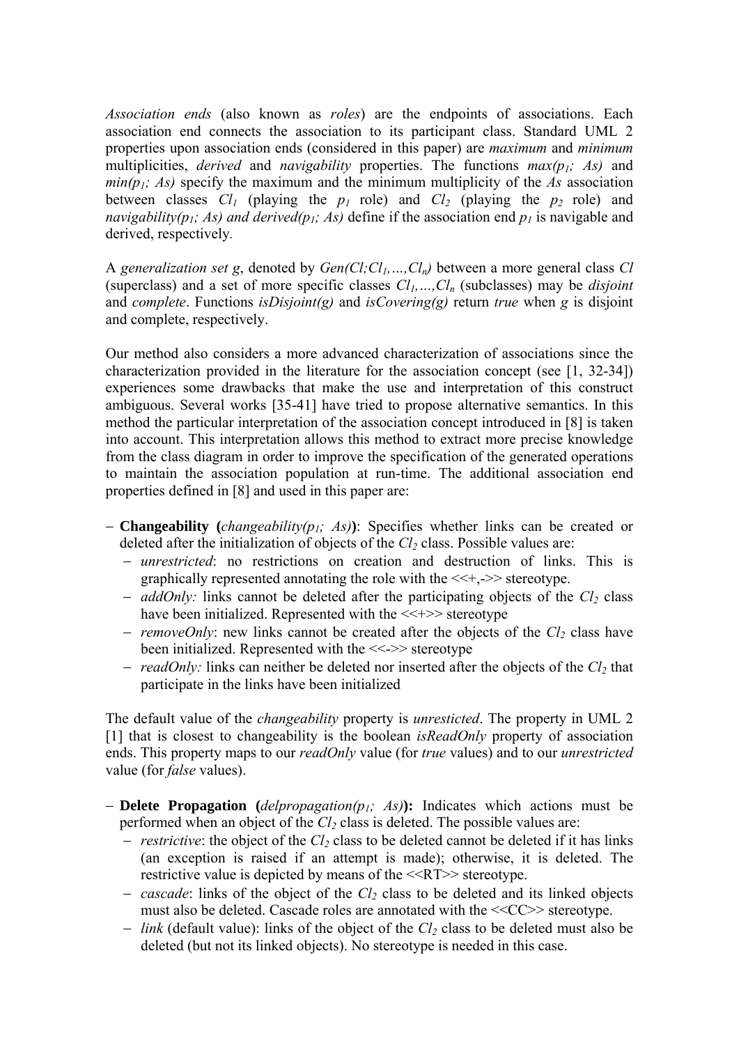*Association ends* (also known as *roles*) are the endpoints of associations. Each association end connects the association to its participant class. Standard UML 2 properties upon association ends (considered in this paper) are *maximum* and *minimum* multiplicities, *derived* and *navigability* properties. The functions $max(p_1; As)$ and $min(p_1; As)$ specify the maximum and the minimum multiplicity of the *As* association between classes $Cl_1$ (playing the $p_1$ role) and $Cl_2$ (playing the $p_2$ role) and $navigability(p_1; As)$ and $derived(p_1; As)$ define if the association end $p_1$ is navigable and derived, respectively.

A *generalization set* $g$, denoted by $Gen(Cl;Cl_1,\ldots,Cl_n)$ between a more general class $Cl$ (superclass) and a set of more specific classes $Cl_1,\ldots,Cl_n$ (subclasses) may be *disjoint* and *complete*. Functions $isDisjoint(g)$ and $isCovering(g)$ return *true* when $g$ is disjoint and complete, respectively.

Our method also considers a more advanced characterization of associations since the characterization provided in the literature for the association concept (see [1, 32-34]) experiences some drawbacks that make the use and interpretation of this construct ambiguous. Several works [35-41] have tried to propose alternative semantics. In this method the particular interpretation of the association concept introduced in [8] is taken into account. This interpretation allows this method to extract more precise knowledge from the class diagram in order to improve the specification of the generated operations to maintain the association population at run-time. The additional association end properties defined in [8] and used in this paper are:

- **Changeability (**$changeability(p_1; As)$**)**: Specifies whether links can be created or deleted after the initialization of objects of the $Cl_2$ class. Possible values are:
  - *unrestricted*: no restrictions on creation and destruction of links. This is graphically represented annotating the role with the <<+,->> stereotype.
  - *addOnly:* links cannot be deleted after the participating objects of the $Cl_2$ class have been initialized. Represented with the <<+>> stereotype
  - *removeOnly*: new links cannot be created after the objects of the $Cl_2$ class have been initialized. Represented with the <<->> stereotype
  - *readOnly:* links can neither be deleted nor inserted after the objects of the $Cl_2$ that participate in the links have been initialized

The default value of the *changeability* property is *unresticted*. The property in UML 2 [1] that is closest to changeability is the boolean *isReadOnly* property of association ends. This property maps to our *readOnly* value (for *true* values) and to our *unrestricted* value (for *false* values).

- **Delete Propagation (**$delpropagation(p_1; As)$**):** Indicates which actions must be performed when an object of the $Cl_2$ class is deleted. The possible values are:
  - *restrictive*: the object of the $Cl_2$ class to be deleted cannot be deleted if it has links (an exception is raised if an attempt is made); otherwise, it is deleted. The restrictive value is depicted by means of the <<RT>> stereotype.
  - *cascade*: links of the object of the $Cl_2$ class to be deleted and its linked objects must also be deleted. Cascade roles are annotated with the <<CC>> stereotype.
  - *link* (default value): links of the object of the $Cl_2$ class to be deleted must also be deleted (but not its linked objects). No stereotype is needed in this case.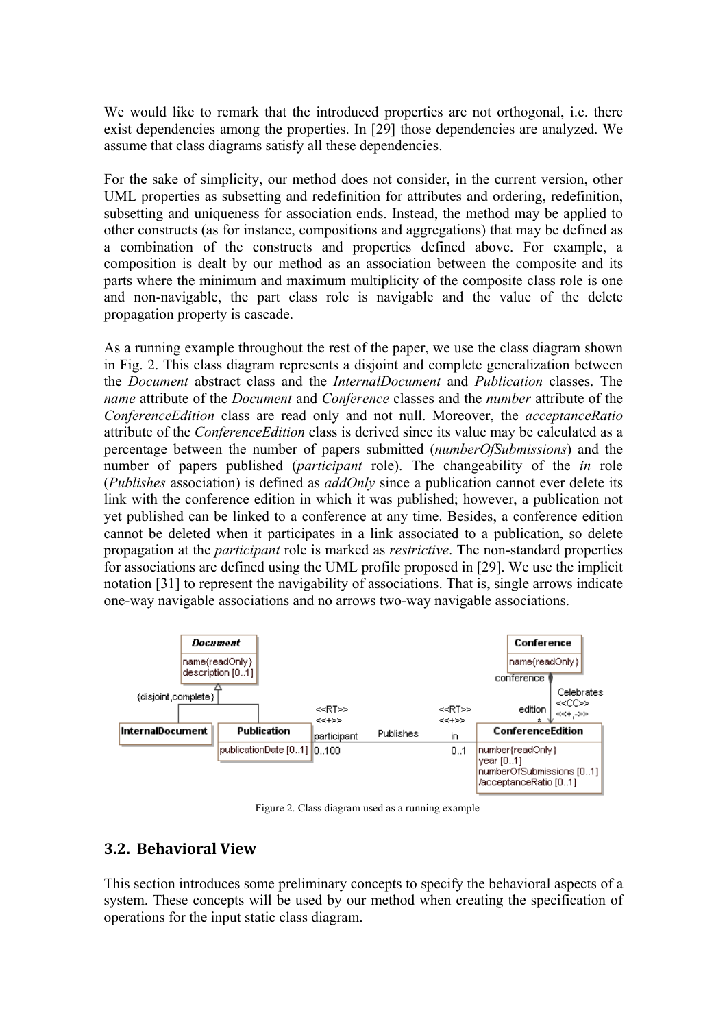We would like to remark that the introduced properties are not orthogonal, i.e. there exist dependencies among the properties. In [29] those dependencies are analyzed. We assume that class diagrams satisfy all these dependencies.

For the sake of simplicity, our method does not consider, in the current version, other UML properties as subsetting and redefinition for attributes and ordering, redefinition, subsetting and uniqueness for association ends. Instead, the method may be applied to other constructs (as for instance, compositions and aggregations) that may be defined as a combination of the constructs and properties defined above. For example, a composition is dealt by our method as an association between the composite and its parts where the minimum and maximum multiplicity of the composite class role is one and non-navigable, the part class role is navigable and the value of the delete propagation property is cascade.

As a running example throughout the rest of the paper, we use the class diagram shown in Fig. 2. This class diagram represents a disjoint and complete generalization between the *Document* abstract class and the *InternalDocument* and *Publication* classes. The *name* attribute of the *Document* and *Conference* classes and the *number* attribute of the *ConferenceEdition* class are read only and not null. Moreover, the *acceptanceRatio* attribute of the *ConferenceEdition* class is derived since its value may be calculated as a percentage between the number of papers submitted (*numberOfSubmissions*) and the number of papers published (*participant* role). The changeability of the *in* role (*Publishes* association) is defined as *addOnly* since a publication cannot ever delete its link with the conference edition in which it was published; however, a publication not yet published can be linked to a conference at any time. Besides, a conference edition cannot be deleted when it participates in a link associated to a publication, so delete propagation at the *participant* role is marked as *restrictive*. The non-standard properties for associations are defined using the UML profile proposed in [29]. We use the implicit notation [31] to represent the navigability of associations. That is, single arrows indicate one-way navigable associations and no arrows two-way navigable associations.

Figure 2. Class diagram used as a running example

## 3.2. Behavioral View

This section introduces some preliminary concepts to specify the behavioral aspects of a system. These concepts will be used by our method when creating the specification of operations for the input static class diagram.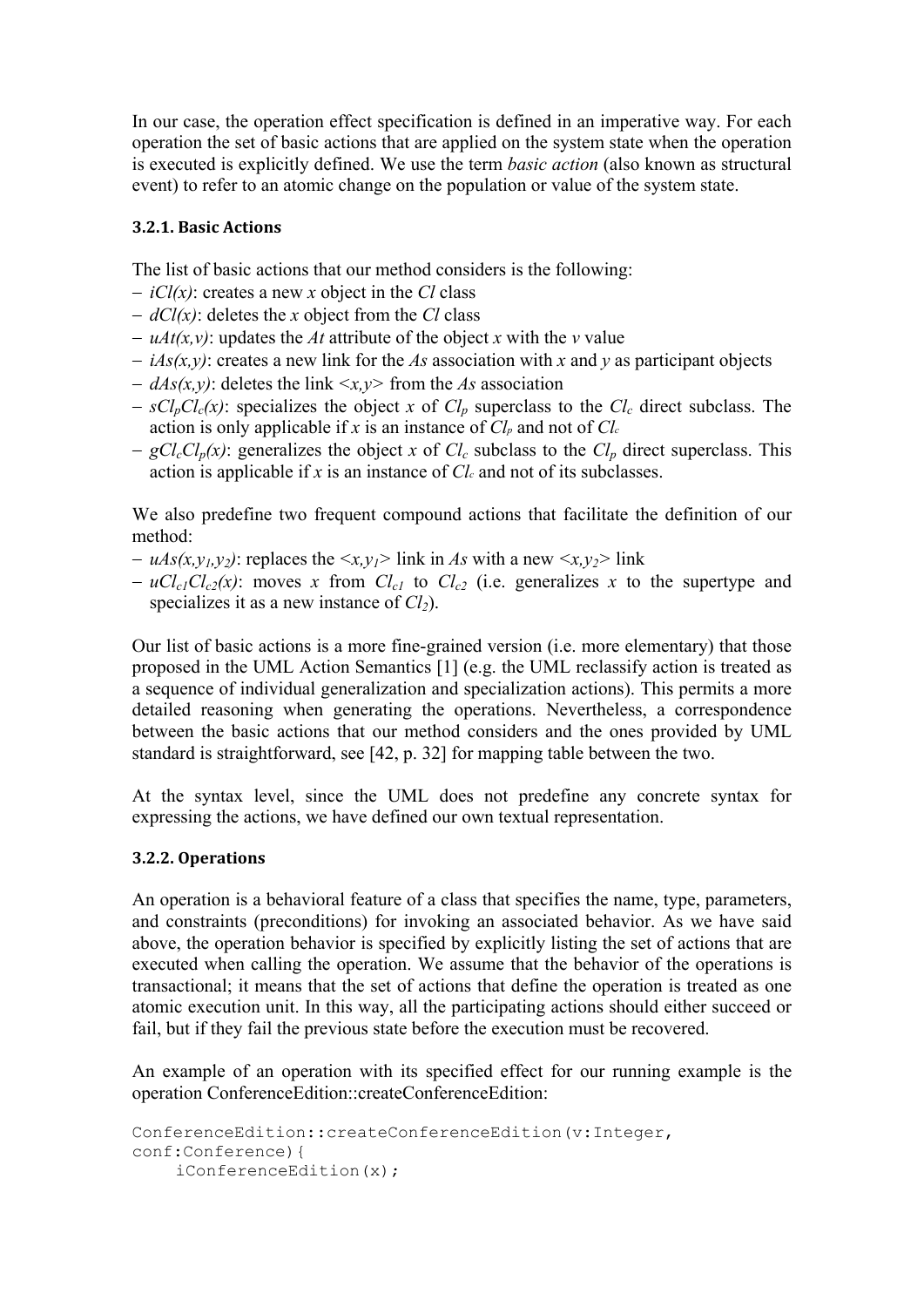In our case, the operation effect specification is defined in an imperative way. For each operation the set of basic actions that are applied on the system state when the operation is executed is explicitly defined. We use the term *basic action* (also known as structural event) to refer to an atomic change on the population or value of the system state.

### 3.2.1. Basic Actions

The list of basic actions that our method considers is the following:

- *iCl(x)*: creates a new *x* object in the *Cl* class
- *dCl(x)*: deletes the *x* object from the *Cl* class
- *uAt(x,v)*: updates the *At* attribute of the object *x* with the *v* value
- *iAs(x,y)*: creates a new link for the *As* association with *x* and *y* as participant objects
- *dAs(x,y)*: deletes the link *<x,y>* from the *As* association
- $sCl_pCl_c(x)$: specializes the object *x* of $Cl_p$ superclass to the $Cl_c$ direct subclass. The action is only applicable if *x* is an instance of $Cl_p$ and not of $Cl_c$
- $gCl_cCl_p(x)$: generalizes the object *x* of $Cl_c$ subclass to the $Cl_p$ direct superclass. This action is applicable if *x* is an instance of $Cl_c$ and not of its subclasses.

We also predefine two frequent compound actions that facilitate the definition of our method:

- $uAs(x,y_1,y_2)$: replaces the $<x,y_1>$ link in *As* with a new $<x,y_2>$ link
- $uCl_{c1}Cl_{c2}(x)$: moves *x* from $Cl_{c1}$ to $Cl_{c2}$ (i.e. generalizes *x* to the supertype and specializes it as a new instance of $Cl_2$).

Our list of basic actions is a more fine-grained version (i.e. more elementary) that those proposed in the UML Action Semantics [1] (e.g. the UML reclassify action is treated as a sequence of individual generalization and specialization actions). This permits a more detailed reasoning when generating the operations. Nevertheless, a correspondence between the basic actions that our method considers and the ones provided by UML standard is straightforward, see [42, p. 32] for mapping table between the two.

At the syntax level, since the UML does not predefine any concrete syntax for expressing the actions, we have defined our own textual representation.

### 3.2.2. Operations

An operation is a behavioral feature of a class that specifies the name, type, parameters, and constraints (preconditions) for invoking an associated behavior. As we have said above, the operation behavior is specified by explicitly listing the set of actions that are executed when calling the operation. We assume that the behavior of the operations is transactional; it means that the set of actions that define the operation is treated as one atomic execution unit. In this way, all the participating actions should either succeed or fail, but if they fail the previous state before the execution must be recovered.

An example of an operation with its specified effect for our running example is the operation ConferenceEdition::createConferenceEdition:

```
ConferenceEdition::createConferenceEdition(v:Integer,
conf:Conference){
    iConferenceEdition(x);
```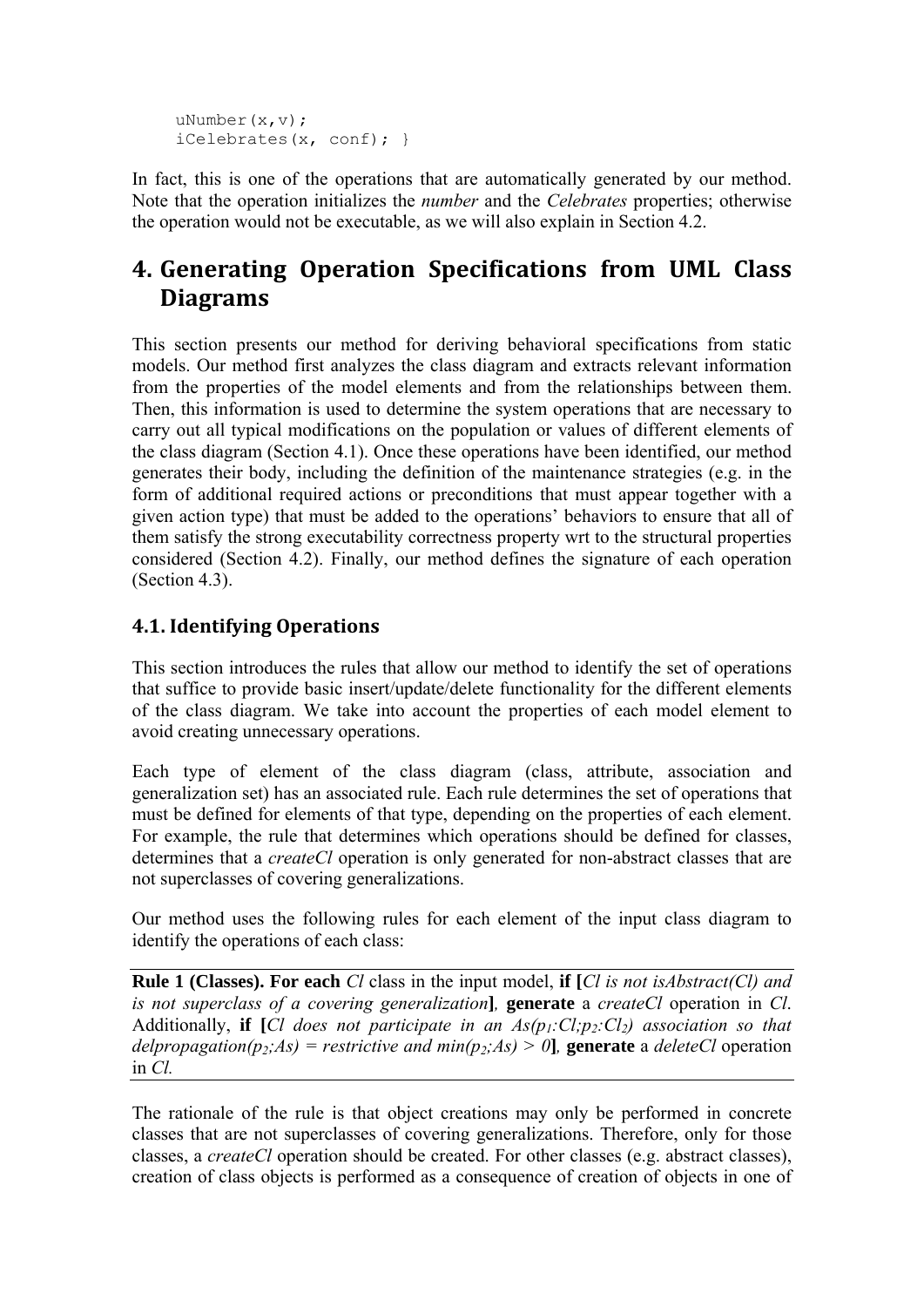```
uNumber(x,v);
iCelebrates(x, conf); }
```

In fact, this is one of the operations that are automatically generated by our method. Note that the operation initializes the *number* and the *Celebrates* properties; otherwise the operation would not be executable, as we will also explain in Section 4.2.

# 4. Generating Operation Specifications from UML Class Diagrams

This section presents our method for deriving behavioral specifications from static models. Our method first analyzes the class diagram and extracts relevant information from the properties of the model elements and from the relationships between them. Then, this information is used to determine the system operations that are necessary to carry out all typical modifications on the population or values of different elements of the class diagram (Section 4.1). Once these operations have been identified, our method generates their body, including the definition of the maintenance strategies (e.g. in the form of additional required actions or preconditions that must appear together with a given action type) that must be added to the operations' behaviors to ensure that all of them satisfy the strong executability correctness property wrt to the structural properties considered (Section 4.2). Finally, our method defines the signature of each operation (Section 4.3).

## 4.1. Identifying Operations

This section introduces the rules that allow our method to identify the set of operations that suffice to provide basic insert/update/delete functionality for the different elements of the class diagram. We take into account the properties of each model element to avoid creating unnecessary operations.

Each type of element of the class diagram (class, attribute, association and generalization set) has an associated rule. Each rule determines the set of operations that must be defined for elements of that type, depending on the properties of each element. For example, the rule that determines which operations should be defined for classes, determines that a *createCl* operation is only generated for non-abstract classes that are not superclasses of covering generalizations.

Our method uses the following rules for each element of the input class diagram to identify the operations of each class:

**Rule 1 (Classes). For each** *Cl* class in the input model, **if [***Cl is not isAbstract(Cl) and is not superclass of a covering generalization***]***,* **generate** a *createCl* operation in *Cl*. Additionally, **if [***Cl does not participate in an As($p_1$:Cl;$p_2$:$Cl_2$) association so that delpropagation($p_2$;As) = restrictive and min($p_2$;As) > 0***]***,* **generate** a *deleteCl* operation in *Cl.*

The rationale of the rule is that object creations may only be performed in concrete classes that are not superclasses of covering generalizations. Therefore, only for those classes, a *createCl* operation should be created. For other classes (e.g. abstract classes), creation of class objects is performed as a consequence of creation of objects in one of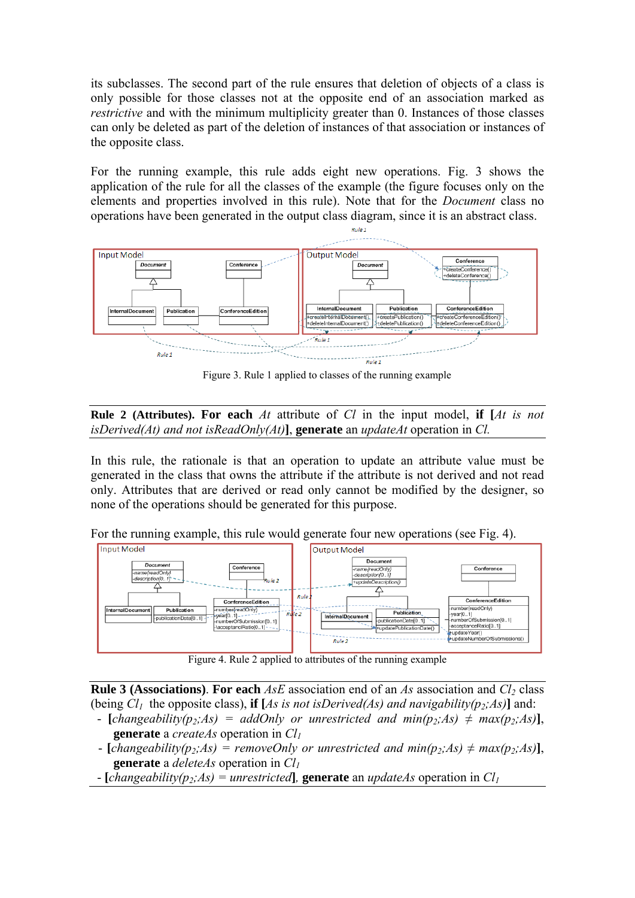its subclasses. The second part of the rule ensures that deletion of objects of a class is only possible for those classes not at the opposite end of an association marked as *restrictive* and with the minimum multiplicity greater than 0. Instances of those classes can only be deleted as part of the deletion of instances of that association or instances of the opposite class.

For the running example, this rule adds eight new operations. Fig. 3 shows the application of the rule for all the classes of the example (the figure focuses only on the elements and properties involved in this rule). Note that for the *Document* class no operations have been generated in the output class diagram, since it is an abstract class.

Figure 3. Rule 1 applied to classes of the running example

**Rule 2 (Attributes). For each** *At* attribute of *Cl* in the input model, **if [***At is not isDerived(At) and not isReadOnly(At)***]**, **generate** an *updateAt* operation in *Cl.*

In this rule, the rationale is that an operation to update an attribute value must be generated in the class that owns the attribute if the attribute is not derived and not read only. Attributes that are derived or read only cannot be modified by the designer, so none of the operations should be generated for this purpose.

For the running example, this rule would generate four new operations (see Fig. 4).

Figure 4. Rule 2 applied to attributes of the running example

**Rule 3 (Associations)**. **For each** *AsE* association end of an *As* association and $Cl_2$ class (being $Cl_1$ the opposite class), **if [***As is not isDerived(As) and navigability($p_2$;As)***]** and:

- **[***changeability($p_2$;As) = addOnly or unrestricted and min($p_2$;As) ≠ max($p_2$;As)***]**, **generate** a *createAs* operation in $Cl_1$
- **[***changeability($p_2$;As) = removeOnly or unrestricted and min($p_2$;As) ≠ max($p_2$;As)***]**, **generate** a *deleteAs* operation in $Cl_1$
- **[***changeability($p_2$;As) = unrestricted***]**, **generate** an *updateAs* operation in $Cl_1$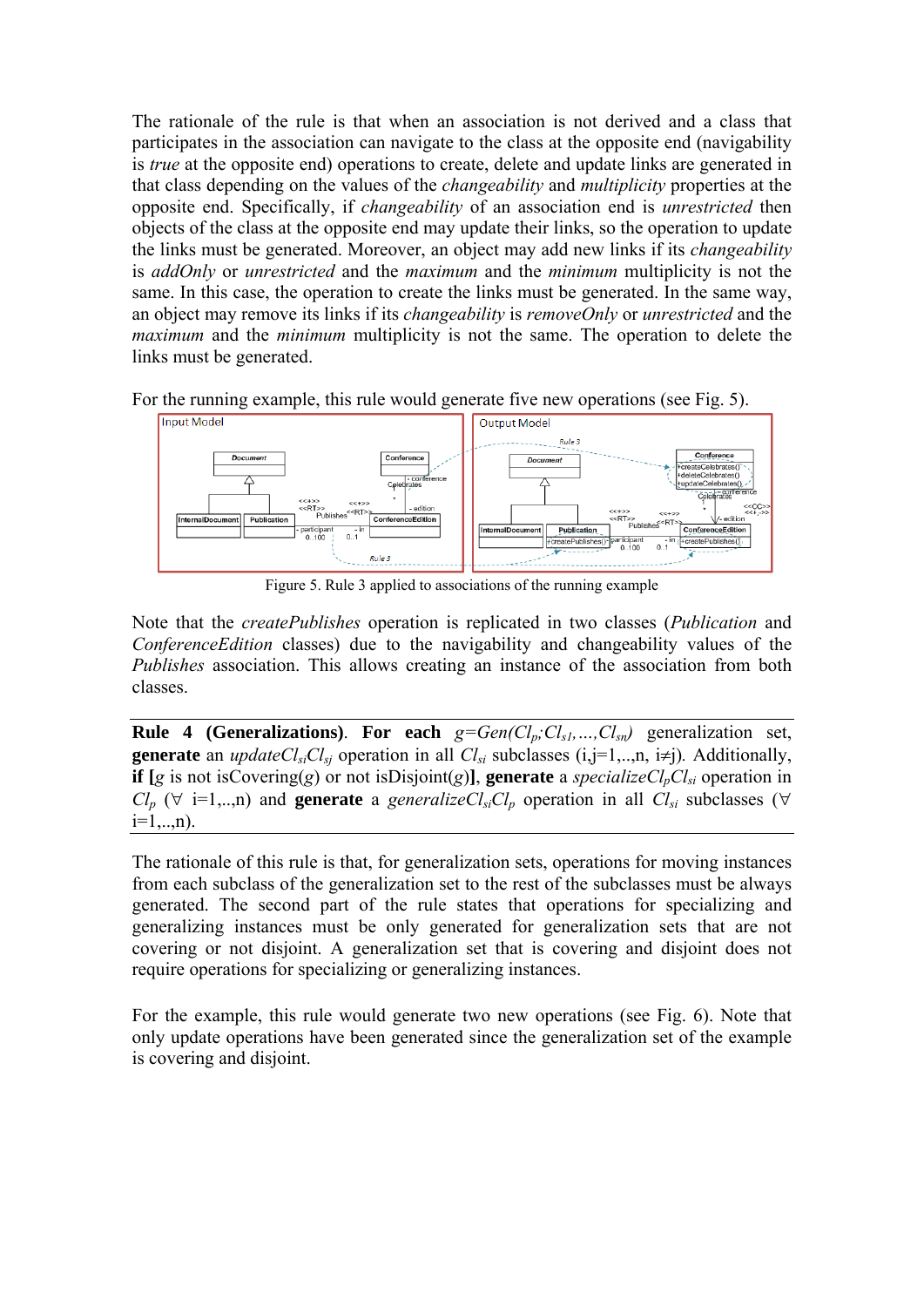The rationale of the rule is that when an association is not derived and a class that participates in the association can navigate to the class at the opposite end (navigability is *true* at the opposite end) operations to create, delete and update links are generated in that class depending on the values of the *changeability* and *multiplicity* properties at the opposite end. Specifically, if *changeability* of an association end is *unrestricted* then objects of the class at the opposite end may update their links, so the operation to update the links must be generated. Moreover, an object may add new links if its *changeability* is *addOnly* or *unrestricted* and the *maximum* and the *minimum* multiplicity is not the same. In this case, the operation to create the links must be generated. In the same way, an object may remove its links if its *changeability* is *removeOnly* or *unrestricted* and the *maximum* and the *minimum* multiplicity is not the same. The operation to delete the links must be generated.

For the running example, this rule would generate five new operations (see Fig. 5).

Figure 5. Rule 3 applied to associations of the running example

Note that the *createPublishes* operation is replicated in two classes (*Publication* and *ConferenceEdition* classes) due to the navigability and changeability values of the *Publishes* association. This allows creating an instance of the association from both classes.

---

**Rule 4 (Generalizations)**. **For each** $g=Gen(Cl_p;Cl_{s1},\ldots,Cl_{sn})$ generalization set, **generate** an $updateCl_{si}Cl_{sj}$ operation in all $Cl_{si}$ subclasses (i,j=1,..,n, i≠j). Additionally, **if [**$g$ is not isCovering($g$) or not isDisjoint($g$)**]**, **generate** a $specializeCl_pCl_{si}$ operation in $Cl_p$ (∀ i=1,..,n) and **generate** a $generalizeCl_{si}Cl_p$ operation in all $Cl_{si}$ subclasses (∀ i=1,..,n).

---

The rationale of this rule is that, for generalization sets, operations for moving instances from each subclass of the generalization set to the rest of the subclasses must be always generated. The second part of the rule states that operations for specializing and generalizing instances must be only generated for generalization sets that are not covering or not disjoint. A generalization set that is covering and disjoint does not require operations for specializing or generalizing instances.

For the example, this rule would generate two new operations (see Fig. 6). Note that only update operations have been generated since the generalization set of the example is covering and disjoint.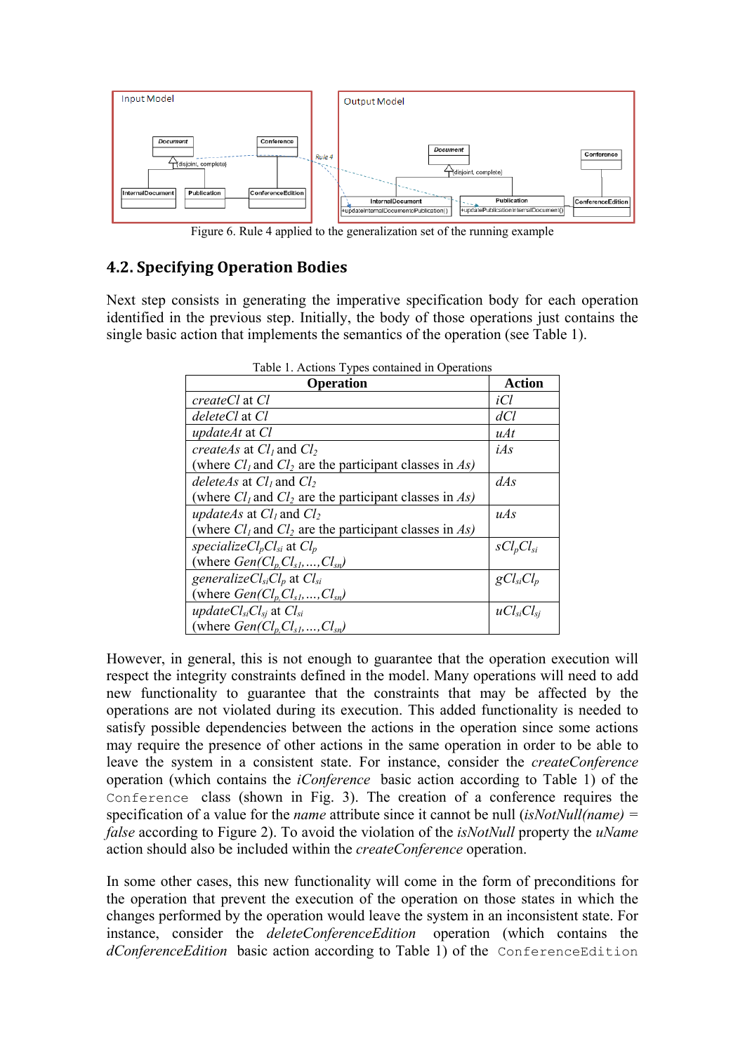Figure 6. Rule 4 applied to the generalization set of the running example

## 4.2. Specifying Operation Bodies

Next step consists in generating the imperative specification body for each operation identified in the previous step. Initially, the body of those operations just contains the single basic action that implements the semantics of the operation (see Table 1).

Table 1. Actions Types contained in Operations

| Operation | Action |
|---|---|
| *createCl* at *Cl* | *iCl* |
| *deleteCl* at *Cl* | *dCl* |
| *updateAt* at *Cl* | *uAt* |
| *createAs* at $Cl_1$ and $Cl_2$ (where $Cl_1$ and $Cl_2$ are the participant classes in *As)* | *iAs* |
| *deleteAs* at $Cl_1$ and $Cl_2$ (where $Cl_1$ and $Cl_2$ are the participant classes in *As)* | *dAs* |
| *updateAs* at $Cl_1$ and $Cl_2$ (where $Cl_1$ and $Cl_2$ are the participant classes in *As)* | *uAs* |
| *specialize*$Cl_pCl_{si}$ at $Cl_p$ (where $Gen(Cl_p, Cl_{s1}, \ldots, Cl_{sn})$) | $sCl_pCl_{si}$ |
| *generalize*$Cl_{si}Cl_p$ at $Cl_{si}$ (where $Gen(Cl_p, Cl_{s1}, \ldots, Cl_{sn})$) | $gCl_{si}Cl_p$ |
| *update*$Cl_{si}Cl_{sj}$ at $Cl_{si}$ (where $Gen(Cl_p, Cl_{s1}, \ldots, Cl_{sn})$) | $uCl_{si}Cl_{sj}$ |

However, in general, this is not enough to guarantee that the operation execution will respect the integrity constraints defined in the model. Many operations will need to add new functionality to guarantee that the constraints that may be affected by the operations are not violated during its execution. This added functionality is needed to satisfy possible dependencies between the actions in the operation since some actions may require the presence of other actions in the same operation in order to be able to leave the system in a consistent state. For instance, consider the *createConference* operation (which contains the *iConference* basic action according to Table 1) of the `Conference` class (shown in Fig. 3). The creation of a conference requires the specification of a value for the *name* attribute since it cannot be null (*isNotNull(name) = false* according to Figure 2). To avoid the violation of the *isNotNull* property the *uName* action should also be included within the *createConference* operation.

In some other cases, this new functionality will come in the form of preconditions for the operation that prevent the execution of the operation on those states in which the changes performed by the operation would leave the system in an inconsistent state. For instance, consider the *deleteConferenceEdition* operation (which contains the *dConferenceEdition* basic action according to Table 1) of the `ConferenceEdition`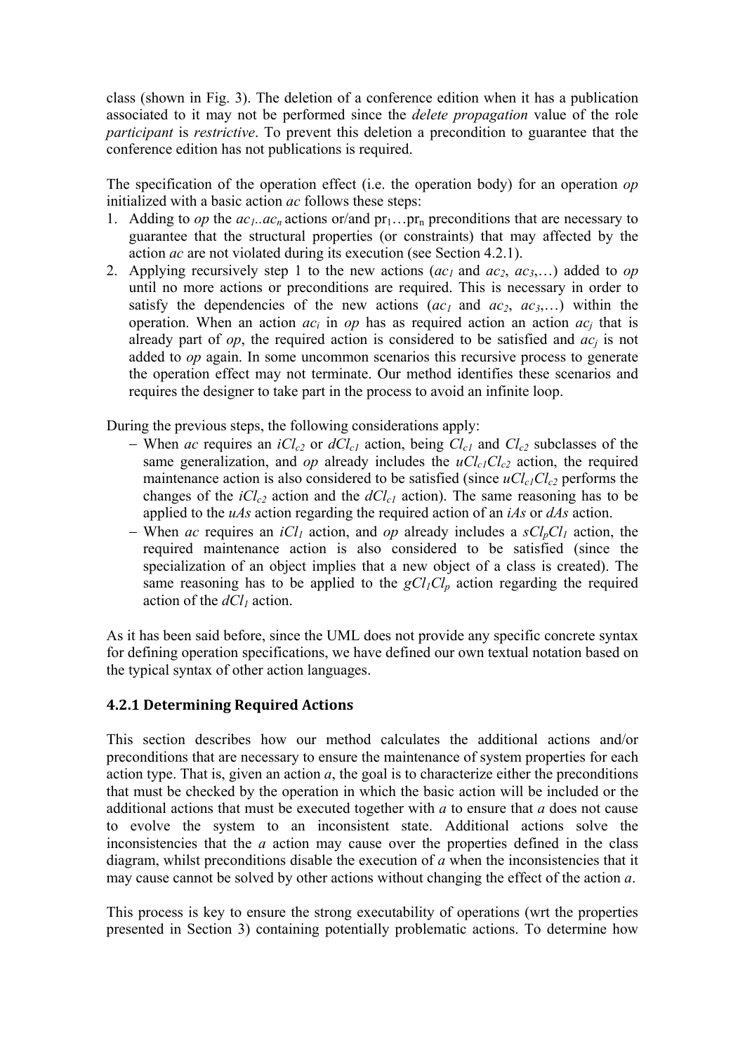class (shown in Fig. 3). The deletion of a conference edition when it has a publication associated to it may not be performed since the *delete propagation* value of the role *participant* is *restrictive*. To prevent this deletion a precondition to guarantee that the conference edition has not publications is required.

The specification of the operation effect (i.e. the operation body) for an operation *op* initialized with a basic action *ac* follows these steps:

1. Adding to *op* the $ac_1..ac_n$ actions or/and $pr_1 \dots pr_n$ preconditions that are necessary to guarantee that the structural properties (or constraints) that may affected by the action *ac* are not violated during its execution (see Section 4.2.1).
2. Applying recursively step 1 to the new actions ($ac_1$ and $ac_2$, $ac_3$,…) added to *op* until no more actions or preconditions are required. This is necessary in order to satisfy the dependencies of the new actions ($ac_1$ and $ac_2$, $ac_3$,…) within the operation. When an action $ac_i$ in *op* has as required action an action $ac_j$ that is already part of *op*, the required action is considered to be satisfied and $ac_j$ is not added to *op* again. In some uncommon scenarios this recursive process to generate the operation effect may not terminate. Our method identifies these scenarios and requires the designer to take part in the process to avoid an infinite loop.

During the previous steps, the following considerations apply:

- When *ac* requires an $iCl_{c2}$ or $dCl_{c1}$ action, being $Cl_{c1}$ and $Cl_{c2}$ subclasses of the same generalization, and *op* already includes the $uCl_{c1}Cl_{c2}$ action, the required maintenance action is also considered to be satisfied (since $uCl_{c1}Cl_{c2}$ performs the changes of the $iCl_{c2}$ action and the $dCl_{c1}$ action). The same reasoning has to be applied to the *uAs* action regarding the required action of an *iAs* or *dAs* action.
- When *ac* requires an $iCl_1$ action, and *op* already includes a $sCl_pCl_1$ action, the required maintenance action is also considered to be satisfied (since the specialization of an object implies that a new object of a class is created). The same reasoning has to be applied to the $gCl_1Cl_p$ action regarding the required action of the $dCl_1$ action.

As it has been said before, since the UML does not provide any specific concrete syntax for defining operation specifications, we have defined our own textual notation based on the typical syntax of other action languages.

### 4.2.1 Determining Required Actions

This section describes how our method calculates the additional actions and/or preconditions that are necessary to ensure the maintenance of system properties for each action type. That is, given an action *a*, the goal is to characterize either the preconditions that must be checked by the operation in which the basic action will be included or the additional actions that must be executed together with *a* to ensure that *a* does not cause to evolve the system to an inconsistent state. Additional actions solve the inconsistencies that the *a* action may cause over the properties defined in the class diagram, whilst preconditions disable the execution of *a* when the inconsistencies that it may cause cannot be solved by other actions without changing the effect of the action *a*.

This process is key to ensure the strong executability of operations (wrt the properties presented in Section 3) containing potentially problematic actions. To determine how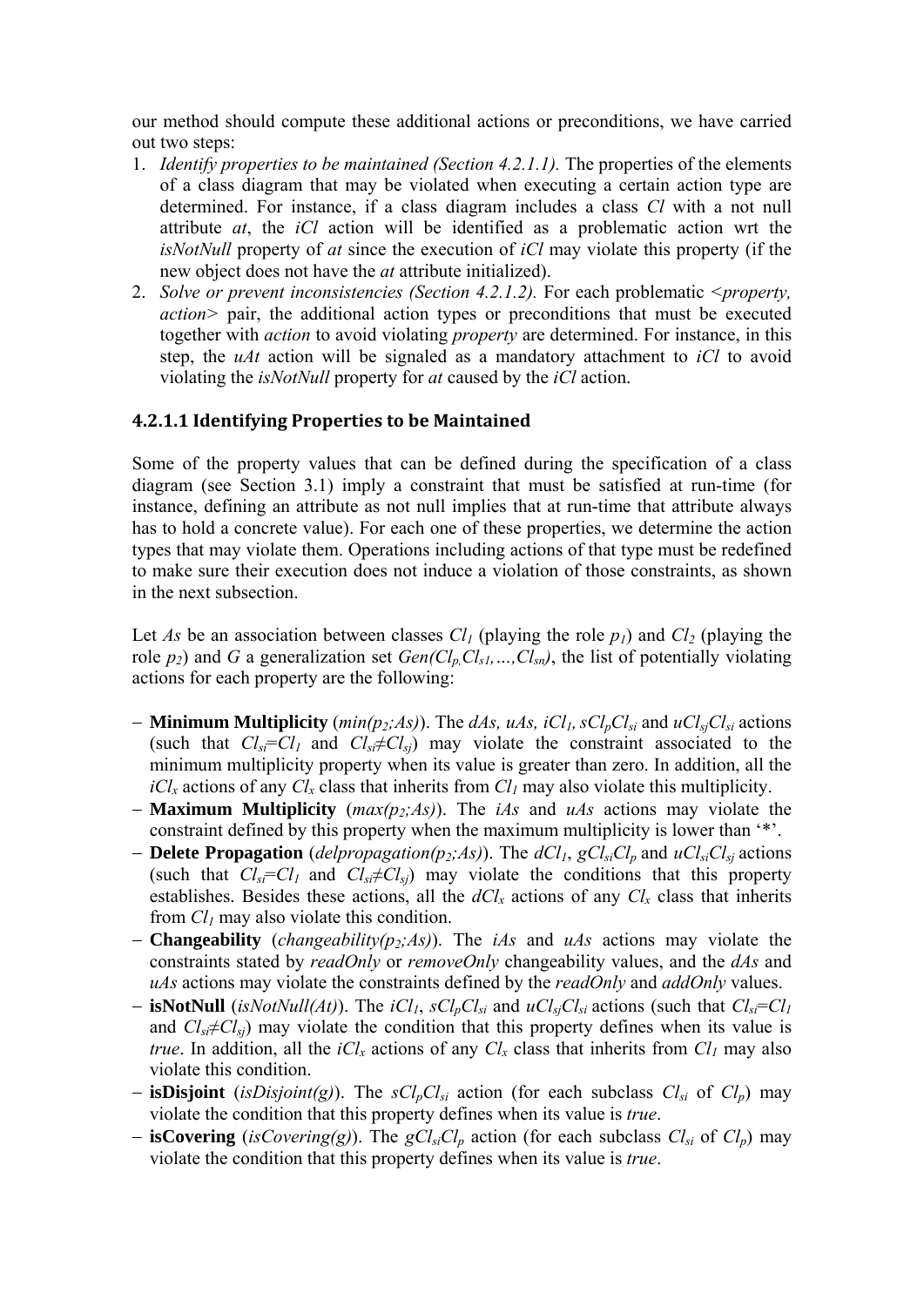our method should compute these additional actions or preconditions, we have carried out two steps:

1. *Identify properties to be maintained (Section 4.2.1.1).* The properties of the elements of a class diagram that may be violated when executing a certain action type are determined. For instance, if a class diagram includes a class *Cl* with a not null attribute *at*, the *iCl* action will be identified as a problematic action wrt the *isNotNull* property of *at* since the execution of *iCl* may violate this property (if the new object does not have the *at* attribute initialized).
2. *Solve or prevent inconsistencies (Section 4.2.1.2).* For each problematic <*property, action*> pair, the additional action types or preconditions that must be executed together with *action* to avoid violating *property* are determined. For instance, in this step, the *uAt* action will be signaled as a mandatory attachment to *iCl* to avoid violating the *isNotNull* property for *at* caused by the *iCl* action.

#### 4.2.1.1 Identifying Properties to be Maintained

Some of the property values that can be defined during the specification of a class diagram (see Section 3.1) imply a constraint that must be satisfied at run-time (for instance, defining an attribute as not null implies that at run-time that attribute always has to hold a concrete value). For each one of these properties, we determine the action types that may violate them. Operations including actions of that type must be redefined to make sure their execution does not induce a violation of those constraints, as shown in the next subsection.

Let *As* be an association between classes $Cl_1$ (playing the role $p_1$) and $Cl_2$ (playing the role $p_2$) and *G* a generalization set $Gen(Cl_p,Cl_{s1},\ldots,Cl_{sn})$, the list of potentially violating actions for each property are the following:

- **Minimum Multiplicity** ($min(p_2;As)$). The *dAs, uAs,* $iCl_1$, $sCl_pCl_{si}$ and $uCl_{sj}Cl_{si}$ actions (such that $Cl_{si}=Cl_1$ and $Cl_{si}\neq Cl_{sj}$) may violate the constraint associated to the minimum multiplicity property when its value is greater than zero. In addition, all the $iCl_x$ actions of any $Cl_x$ class that inherits from $Cl_1$ may also violate this multiplicity.
- **Maximum Multiplicity** ($max(p_2;As)$). The *iAs* and *uAs* actions may violate the constraint defined by this property when the maximum multiplicity is lower than '*'.
- **Delete Propagation** ($delpropagation(p_2;As)$). The $dCl_1$, $gCl_{si}Cl_p$ and $uCl_{si}Cl_{sj}$ actions (such that $Cl_{si}=Cl_1$ and $Cl_{si}\neq Cl_{sj}$) may violate the conditions that this property establishes. Besides these actions, all the $dCl_x$ actions of any $Cl_x$ class that inherits from $Cl_1$ may also violate this condition.
- **Changeability** ($changeability(p_2;As)$). The *iAs* and *uAs* actions may violate the constraints stated by *readOnly* or *removeOnly* changeability values, and the *dAs* and *uAs* actions may violate the constraints defined by the *readOnly* and *addOnly* values.
- **isNotNull** (*isNotNull(At)*). The $iCl_1$, $sCl_pCl_{si}$ and $uCl_{sj}Cl_{si}$ actions (such that $Cl_{si}=Cl_1$ and $Cl_{si}\neq Cl_{sj}$) may violate the condition that this property defines when its value is *true*. In addition, all the $iCl_x$ actions of any $Cl_x$ class that inherits from $Cl_1$ may also violate this condition.
- **isDisjoint** (*isDisjoint(g)*). The $sCl_pCl_{si}$ action (for each subclass $Cl_{si}$ of $Cl_p$) may violate the condition that this property defines when its value is *true*.
- **isCovering** (*isCovering(g)*). The $gCl_{si}Cl_p$ action (for each subclass $Cl_{si}$ of $Cl_p$) may violate the condition that this property defines when its value is *true*.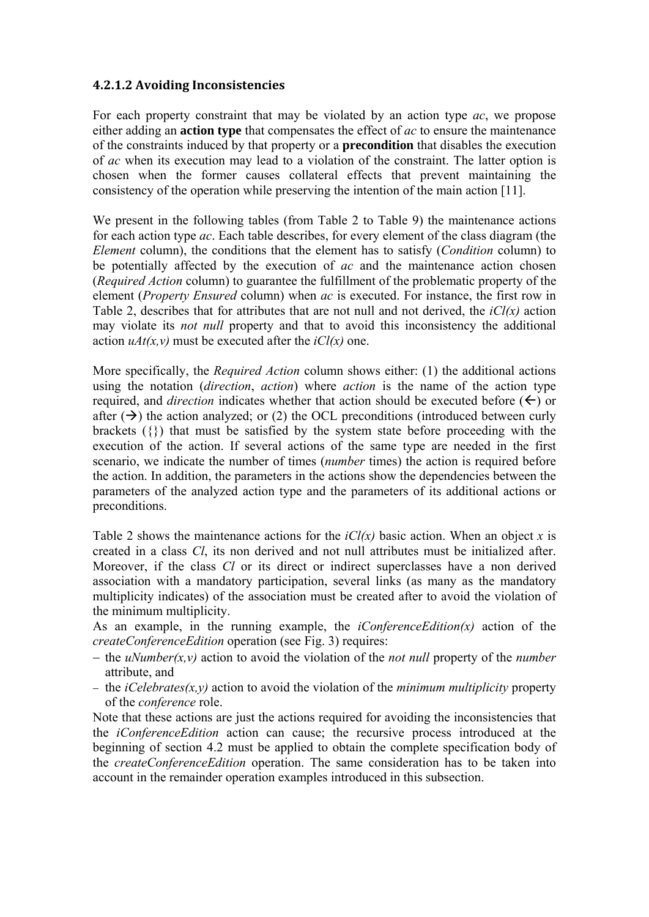#### 4.2.1.2 Avoiding Inconsistencies

For each property constraint that may be violated by an action type *ac*, we propose either adding an **action type** that compensates the effect of *ac* to ensure the maintenance of the constraints induced by that property or a **precondition** that disables the execution of *ac* when its execution may lead to a violation of the constraint. The latter option is chosen when the former causes collateral effects that prevent maintaining the consistency of the operation while preserving the intention of the main action [11].

We present in the following tables (from Table 2 to Table 9) the maintenance actions for each action type *ac*. Each table describes, for every element of the class diagram (the *Element* column), the conditions that the element has to satisfy (*Condition* column) to be potentially affected by the execution of *ac* and the maintenance action chosen (*Required Action* column) to guarantee the fulfillment of the problematic property of the element (*Property Ensured* column) when *ac* is executed. For instance, the first row in Table 2, describes that for attributes that are not null and not derived, the *iCl(x)* action may violate its *not null* property and that to avoid this inconsistency the additional action *uAt(x,v)* must be executed after the *iCl(x)* one.

More specifically, the *Required Action* column shows either: (1) the additional actions using the notation (*direction*, *action*) where *action* is the name of the action type required, and *direction* indicates whether that action should be executed before (←) or after (→) the action analyzed; or (2) the OCL preconditions (introduced between curly brackets ({}) that must be satisfied by the system state before proceeding with the execution of the action. If several actions of the same type are needed in the first scenario, we indicate the number of times (*number* times) the action is required before the action. In addition, the parameters in the actions show the dependencies between the parameters of the analyzed action type and the parameters of its additional actions or preconditions.

Table 2 shows the maintenance actions for the *iCl(x)* basic action. When an object *x* is created in a class *Cl*, its non derived and not null attributes must be initialized after. Moreover, if the class *Cl* or its direct or indirect superclasses have a non derived association with a mandatory participation, several links (as many as the mandatory multiplicity indicates) of the association must be created after to avoid the violation of the minimum multiplicity.

As an example, in the running example, the *iConferenceEdition(x)* action of the *createConferenceEdition* operation (see Fig. 3) requires:

- the *uNumber(x,v)* action to avoid the violation of the *not null* property of the *number* attribute, and
- the *iCelebrates(x,y)* action to avoid the violation of the *minimum multiplicity* property of the *conference* role.

Note that these actions are just the actions required for avoiding the inconsistencies that the *iConferenceEdition* action can cause; the recursive process introduced at the beginning of section 4.2 must be applied to obtain the complete specification body of the *createConferenceEdition* operation. The same consideration has to be taken into account in the remainder operation examples introduced in this subsection.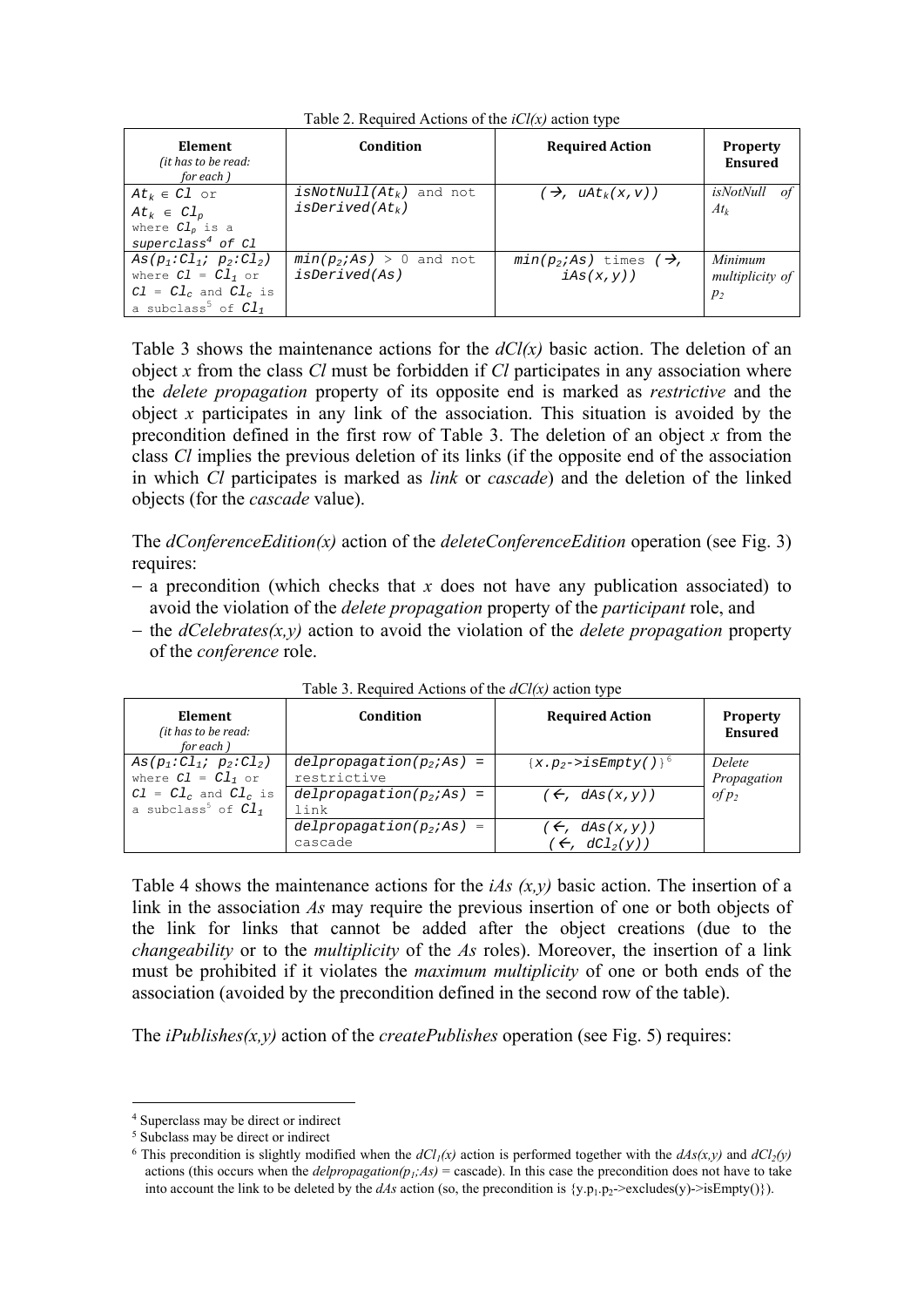Table 2. Required Actions of the *iCl(x)* action type

| Element (it has to be read: for each ) | Condition | Required Action | Property Ensured |
|---|---|---|---|
| $At_k \in Cl$ or $At_k \in Cl_p$ where $Cl_p$ is a superclass[4] of $Cl$ | $isNotNull(At_k)$ and not $isDerived(At_k)$ | $(\rightarrow,\ uAt_k(x,v))$ | *isNotNull of* $At_k$ |
| $As(p_1{:}Cl_1;\ p_2{:}Cl_2)$ where $Cl = Cl_1$ or $Cl = Cl_c$ and $Cl_c$ is a subclass[5] of $Cl_1$ | $min(p_2;As) > 0$ and not $isDerived(As)$ | $min(p_2;As)$ times $(\rightarrow,\ iAs(x,y))$ | *Minimum multiplicity of* $p_2$ |

Table 3 shows the maintenance actions for the *dCl(x)* basic action. The deletion of an object *x* from the class *Cl* must be forbidden if *Cl* participates in any association where the *delete propagation* property of its opposite end is marked as *restrictive* and the object *x* participates in any link of the association. This situation is avoided by the precondition defined in the first row of Table 3. The deletion of an object *x* from the class *Cl* implies the previous deletion of its links (if the opposite end of the association in which *Cl* participates is marked as *link* or *cascade*) and the deletion of the linked objects (for the *cascade* value).

The *dConferenceEdition(x)* action of the *deleteConferenceEdition* operation (see Fig. 3) requires:

- a precondition (which checks that *x* does not have any publication associated) to avoid the violation of the *delete propagation* property of the *participant* role, and
- the *dCelebrates(x,y)* action to avoid the violation of the *delete propagation* property of the *conference* role.

Table 3. Required Actions of the *dCl(x)* action type

| Element (it has to be read: for each ) | Condition | Required Action | Property Ensured |
|---|---|---|---|
| $As(p_1{:}Cl_1;\ p_2{:}Cl_2)$ where $Cl = Cl_1$ or $Cl = Cl_c$ and $Cl_c$ is a subclass[5] of $Cl_1$ | $delpropagation(p_2;As) =$ restrictive | $\{x.p_2\text{->}isEmpty()\}$[6] | *Delete Propagation of* $p_2$ |
| | $delpropagation(p_2;As) =$ link | $(\leftarrow,\ dAs(x,y))$ | |
| | $delpropagation(p_2;As) =$ cascade | $(\leftarrow,\ dAs(x,y))$ $(\leftarrow,\ dCl_2(y))$ | |

Table 4 shows the maintenance actions for the *iAs (x,y)* basic action. The insertion of a link in the association *As* may require the previous insertion of one or both objects of the link for links that cannot be added after the object creations (due to the *changeability* or to the *multiplicity* of the *As* roles). Moreover, the insertion of a link must be prohibited if it violates the *maximum multiplicity* of one or both ends of the association (avoided by the precondition defined in the second row of the table).

The *iPublishes(x,y)* action of the *createPublishes* operation (see Fig. 5) requires:

[4] Superclass may be direct or indirect

[5] Subclass may be direct or indirect

[6] This precondition is slightly modified when the $dCl_1(x)$ action is performed together with the $dAs(x,y)$ and $dCl_2(y)$ actions (this occurs when the $delpropagation(p_1;As)$ = cascade). In this case the precondition does not have to take into account the link to be deleted by the *dAs* action (so, the precondition is $\{y.p_1.p_2\text{->}excludes(y)\text{->}isEmpty()\}$).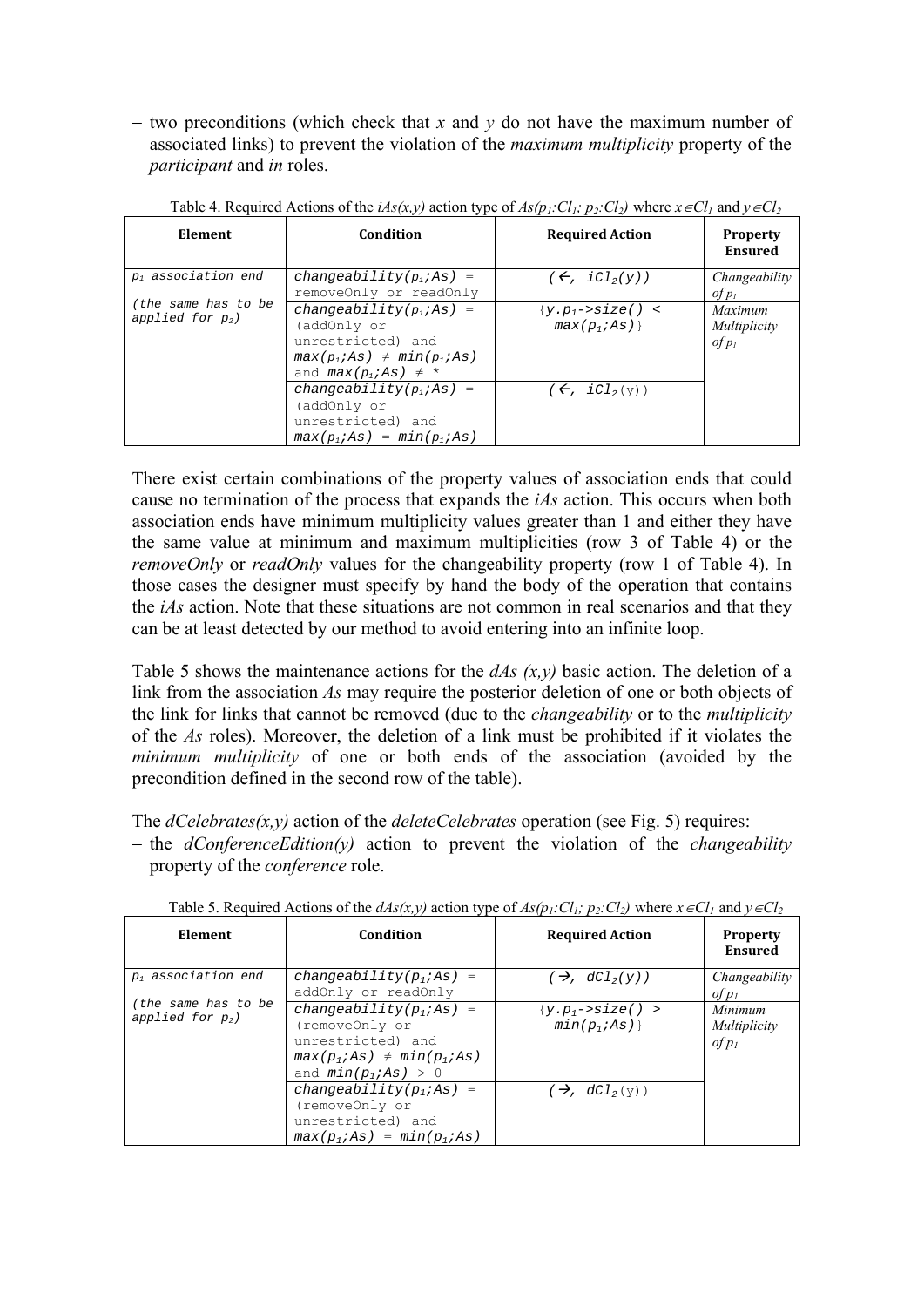– two preconditions (which check that *x* and *y* do not have the maximum number of associated links) to prevent the violation of the *maximum multiplicity* property of the *participant* and *in* roles.

Table 4. Required Actions of the *iAs(x,y)* action type of $As(p_1:Cl_1;\ p_2:Cl_2)$ where $x \in Cl_1$ and $y \in Cl_2$

| Element | Condition | Required Action | Property Ensured |
|---|---|---|---|
| $p_1$ association end<br><br>(the same has to be applied for $p_2$) | $changeability(p_1;As)$ = removeOnly or readOnly | $(\leftarrow,\ iCl_2(y))$ | *Changeability of* $p_1$ |
| | $changeability(p_1;As)$ = (addOnly or unrestricted) and $max(p_1;As) \neq min(p_1;As)$ and $max(p_1;As) \neq *$ | $\{y.p_1\text{->}size() < max(p_1;As)\}$ | *Maximum Multiplicity of* $p_1$ |
| | $changeability(p_1;As)$ = (addOnly or unrestricted) and $max(p_1;As) = min(p_1;As)$ | $(\leftarrow,\ iCl_2(y))$ | |

There exist certain combinations of the property values of association ends that could cause no termination of the process that expands the *iAs* action. This occurs when both association ends have minimum multiplicity values greater than 1 and either they have the same value at minimum and maximum multiplicities (row 3 of Table 4) or the *removeOnly* or *readOnly* values for the changeability property (row 1 of Table 4). In those cases the designer must specify by hand the body of the operation that contains the *iAs* action. Note that these situations are not common in real scenarios and that they can be at least detected by our method to avoid entering into an infinite loop.

Table 5 shows the maintenance actions for the *dAs (x,y)* basic action. The deletion of a link from the association *As* may require the posterior deletion of one or both objects of the link for links that cannot be removed (due to the *changeability* or to the *multiplicity* of the *As* roles). Moreover, the deletion of a link must be prohibited if it violates the *minimum multiplicity* of one or both ends of the association (avoided by the precondition defined in the second row of the table).

The *dCelebrates(x,y)* action of the *deleteCelebrates* operation (see Fig. 5) requires:

– the *dConferenceEdition(y)* action to prevent the violation of the *changeability* property of the *conference* role.

Table 5. Required Actions of the *dAs(x,y)* action type of $As(p_1:Cl_1;\ p_2:Cl_2)$ where $x \in Cl_1$ and $y \in Cl_2$

| Element | Condition | Required Action | Property Ensured |
|---|---|---|---|
| $p_1$ association end<br><br>(the same has to be applied for $p_2$) | $changeability(p_1;As)$ = addOnly or readOnly | $(\rightarrow,\ dCl_2(y))$ | *Changeability of* $p_1$ |
| | $changeability(p_1;As)$ = (removeOnly or unrestricted) and $max(p_1;As) \neq min(p_1;As)$ and $min(p_1;As) > 0$ | $\{y.p_1\text{->}size() > min(p_1;As)\}$ | *Minimum Multiplicity of* $p_1$ |
| | $changeability(p_1;As)$ = (removeOnly or unrestricted) and $max(p_1;As) = min(p_1;As)$ | $(\rightarrow,\ dCl_2(y))$ | |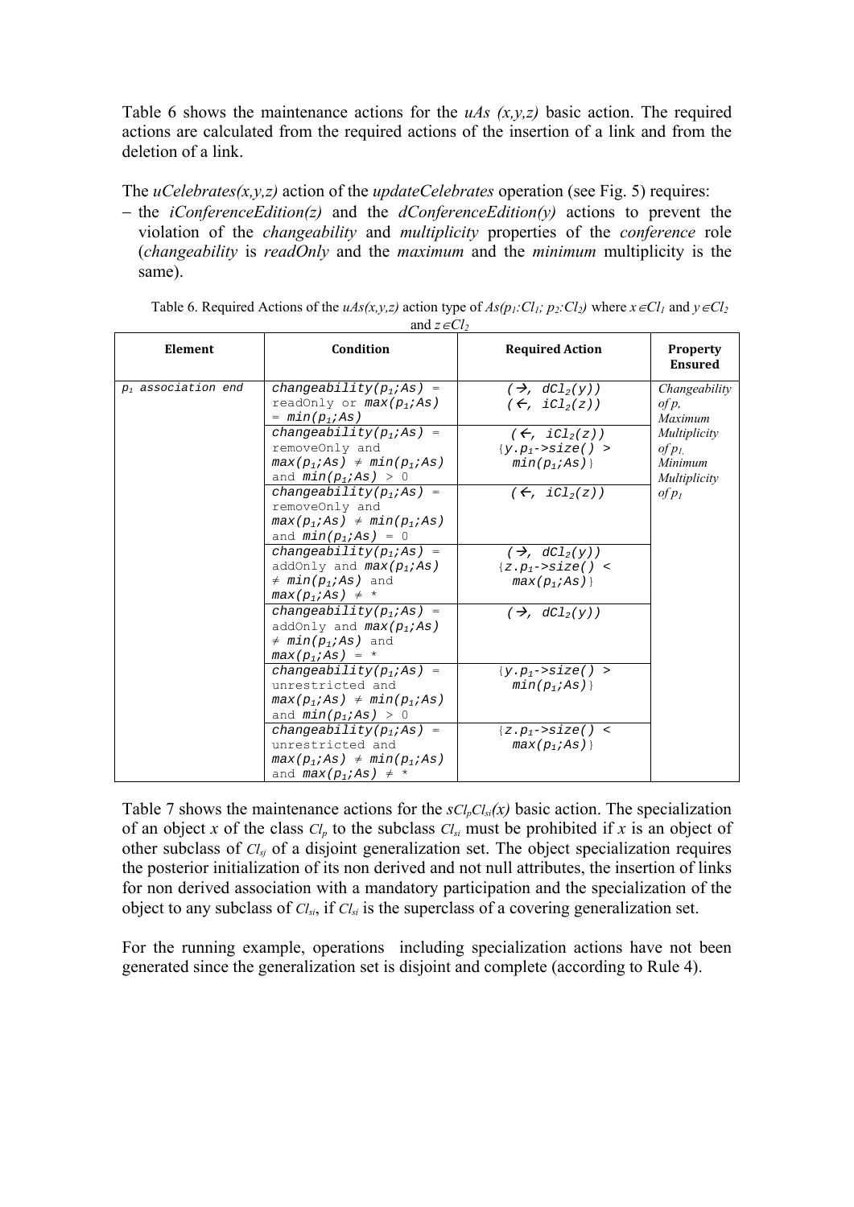Table 6 shows the maintenance actions for the *uAs (x,y,z)* basic action. The required actions are calculated from the required actions of the insertion of a link and from the deletion of a link.

The *uCelebrates(x,y,z)* action of the *updateCelebrates* operation (see Fig. 5) requires:

– the *iConferenceEdition(z)* and the *dConferenceEdition(y)* actions to prevent the violation of the *changeability* and *multiplicity* properties of the *conference* role (*changeability* is *readOnly* and the *maximum* and the *minimum* multiplicity is the same).

Table 6. Required Actions of the *uAs(x,y,z)* action type of $As(p_1{:}Cl_1;\ p_2{:}Cl_2)$ where $x \in Cl_1$ and $y \in Cl_2$ and $z \in Cl_2$

| Element | Condition | Required Action | Property Ensured |
|---|---|---|---|
| $p_1$ association end | $changeability(p_1;As)$ = readOnly or $max(p_1;As) = min(p_1;As)$ | $(\rightarrow,\ dCl_2(y))$ $(\leftarrow,\ iCl_2(z))$ | *Changeability of p, Maximum Multiplicity of $p_1$, Minimum Multiplicity of $p_1$* |
| | $changeability(p_1;As)$ = removeOnly and $max(p_1;As) \neq min(p_1;As)$ and $min(p_1;As) > 0$ | $(\leftarrow,\ iCl_2(z))$ $\{y.p_1\text{->}size() > min(p_1;As)\}$ | |
| | $changeability(p_1;As)$ = removeOnly and $max(p_1;As) \neq min(p_1;As)$ and $min(p_1;As) = 0$ | $(\leftarrow,\ iCl_2(z))$ | |
| | $changeability(p_1;As)$ = addOnly and $max(p_1;As) \neq min(p_1;As)$ and $max(p_1;As) \neq *$ | $(\rightarrow,\ dCl_2(y))$ $\{z.p_1\text{->}size() < max(p_1;As)\}$ | |
| | $changeability(p_1;As)$ = addOnly and $max(p_1;As) \neq min(p_1;As)$ and $max(p_1;As) = *$ | $(\rightarrow,\ dCl_2(y))$ | |
| | $changeability(p_1;As)$ = unrestricted and $max(p_1;As) \neq min(p_1;As)$ and $min(p_1;As) > 0$ | $\{y.p_1\text{->}size() > min(p_1;As)\}$ | |
| | $changeability(p_1;As)$ = unrestricted and $max(p_1;As) \neq min(p_1;As)$ and $max(p_1;As) \neq *$ | $\{z.p_1\text{->}size() < max(p_1;As)\}$ | |

Table 7 shows the maintenance actions for the $sCl_pCl_{si}(x)$ basic action. The specialization of an object *x* of the class $Cl_p$ to the subclass $Cl_{si}$ must be prohibited if *x* is an object of other subclass of $Cl_{sj}$ of a disjoint generalization set. The object specialization requires the posterior initialization of its non derived and not null attributes, the insertion of links for non derived association with a mandatory participation and the specialization of the object to any subclass of $Cl_{si}$, if $Cl_{si}$ is the superclass of a covering generalization set.

For the running example, operations including specialization actions have not been generated since the generalization set is disjoint and complete (according to Rule 4).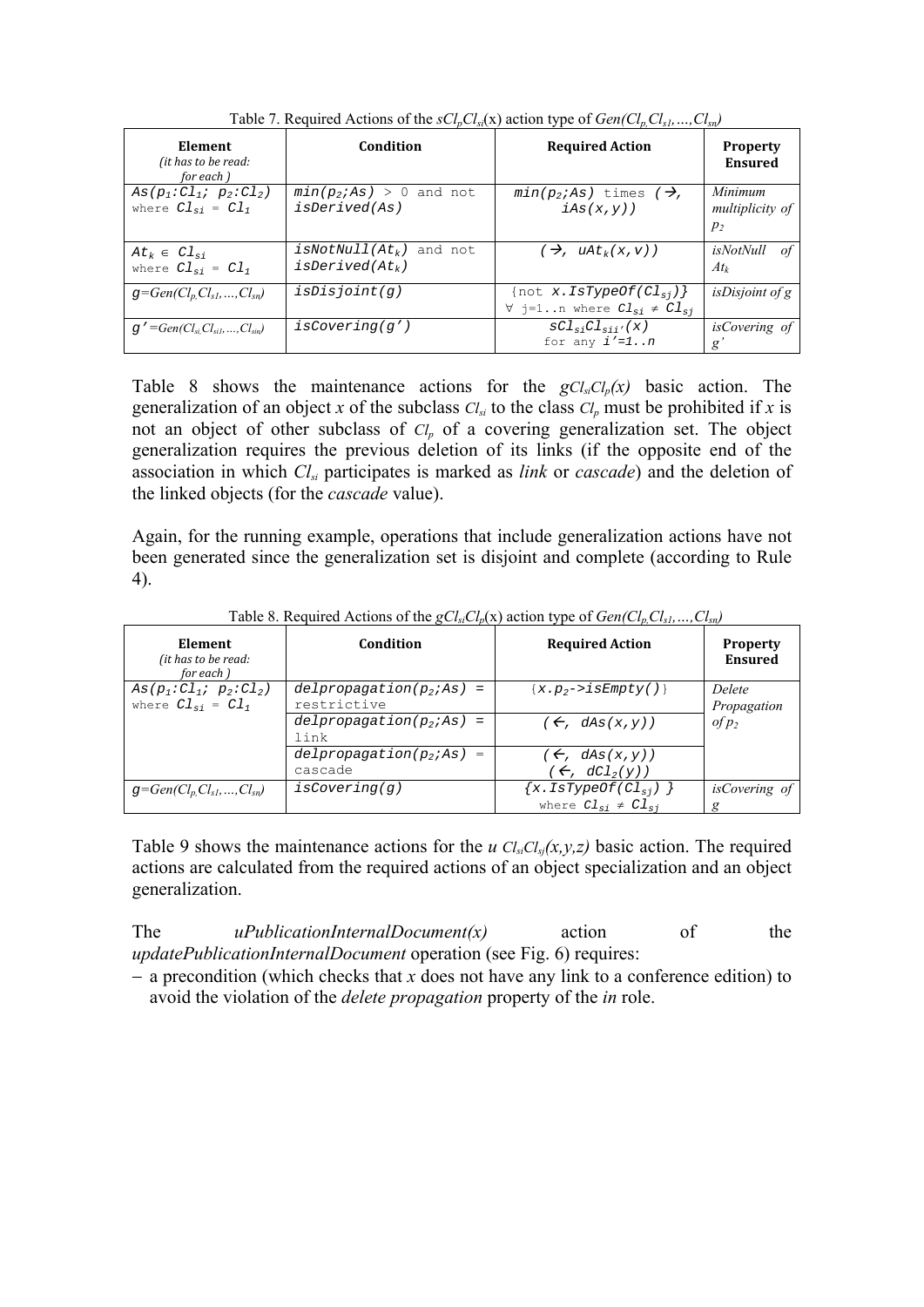Table 7. Required Actions of the $sCl_pCl_{si}$(x) action type of $Gen(Cl_p, Cl_{s1},\dots,Cl_{sn})$

| **Element** *(it has to be read: for each )* | **Condition** | **Required Action** | **Property Ensured** |
|---|---|---|---|
| $As(p_1{:}Cl_1;\ p_2{:}Cl_2)$ where $Cl_{si} = Cl_1$ | $min(p_2;As) > 0$ and not $isDerived(As)$ | $min(p_2;As)$ times $(\rightarrow, iAs(x,y))$ | *Minimum multiplicity of* $p_2$ |
| $At_k \in Cl_{si}$ where $Cl_{si} = Cl_1$ | $isNotNull(At_k)$ and not $isDerived(At_k)$ | $(\rightarrow, uAt_k(x,v))$ | *isNotNull of* $At_k$ |
| $g$=$Gen(Cl_p,Cl_{s1},\dots,Cl_{sn})$ | $isDisjoint(g)$ | {not $x.IsTypeOf(Cl_{sj})$} $\forall$ j=1..n where $Cl_{si} \neq Cl_{sj}$ | *isDisjoint of g* |
| $g'$=$Gen(Cl_{si},Cl_{si1},\dots,Cl_{sin})$ | $isCovering(g')$ | $sCl_{si}Cl_{sii'}(x)$ for any $i'$=1..n | *isCovering of* $g'$ |

Table 8 shows the maintenance actions for the $gCl_{si}Cl_p(x)$ basic action. The generalization of an object *x* of the subclass $Cl_{si}$ to the class $Cl_p$ must be prohibited if *x* is not an object of other subclass of $Cl_p$ of a covering generalization set. The object generalization requires the previous deletion of its links (if the opposite end of the association in which $Cl_{si}$ participates is marked as *link* or *cascade*) and the deletion of the linked objects (for the *cascade* value).

Again, for the running example, operations that include generalization actions have not been generated since the generalization set is disjoint and complete (according to Rule 4).

Table 8. Required Actions of the $gCl_{si}Cl_p$(x) action type of $Gen(Cl_p,Cl_{s1},\dots,Cl_{sn})$

| **Element** *(it has to be read: for each )* | **Condition** | **Required Action** | **Property Ensured** |
|---|---|---|---|
| $As(p_1{:}Cl_1;\ p_2{:}Cl_2)$ where $Cl_{si} = Cl_1$ | $delpropagation(p_2;As)$ = restrictive | {$x.p_2$->$isEmpty()$} | *Delete Propagation of* $p_2$ |
| | $delpropagation(p_2;As)$ = link | $(\leftarrow, dAs(x,y))$ | |
| | $delpropagation(p_2;As)$ = cascade | $(\leftarrow, dAs(x,y))$ $(\leftarrow, dCl_2(y))$ | |
| $g$=$Gen(Cl_p,Cl_{s1},\dots,Cl_{sn})$ | $isCovering(g)$ | {$x.IsTypeOf(Cl_{sj})$ } where $Cl_{si} \neq Cl_{sj}$ | *isCovering of g* |

Table 9 shows the maintenance actions for the *u* $Cl_{si}Cl_{sj}(x,y,z)$ basic action. The required actions are calculated from the required actions of an object specialization and an object generalization.

The *uPublicationInternalDocument(x)* action of the *updatePublicationInternalDocument* operation (see Fig. 6) requires:

- a precondition (which checks that *x* does not have any link to a conference edition) to avoid the violation of the *delete propagation* property of the *in* role.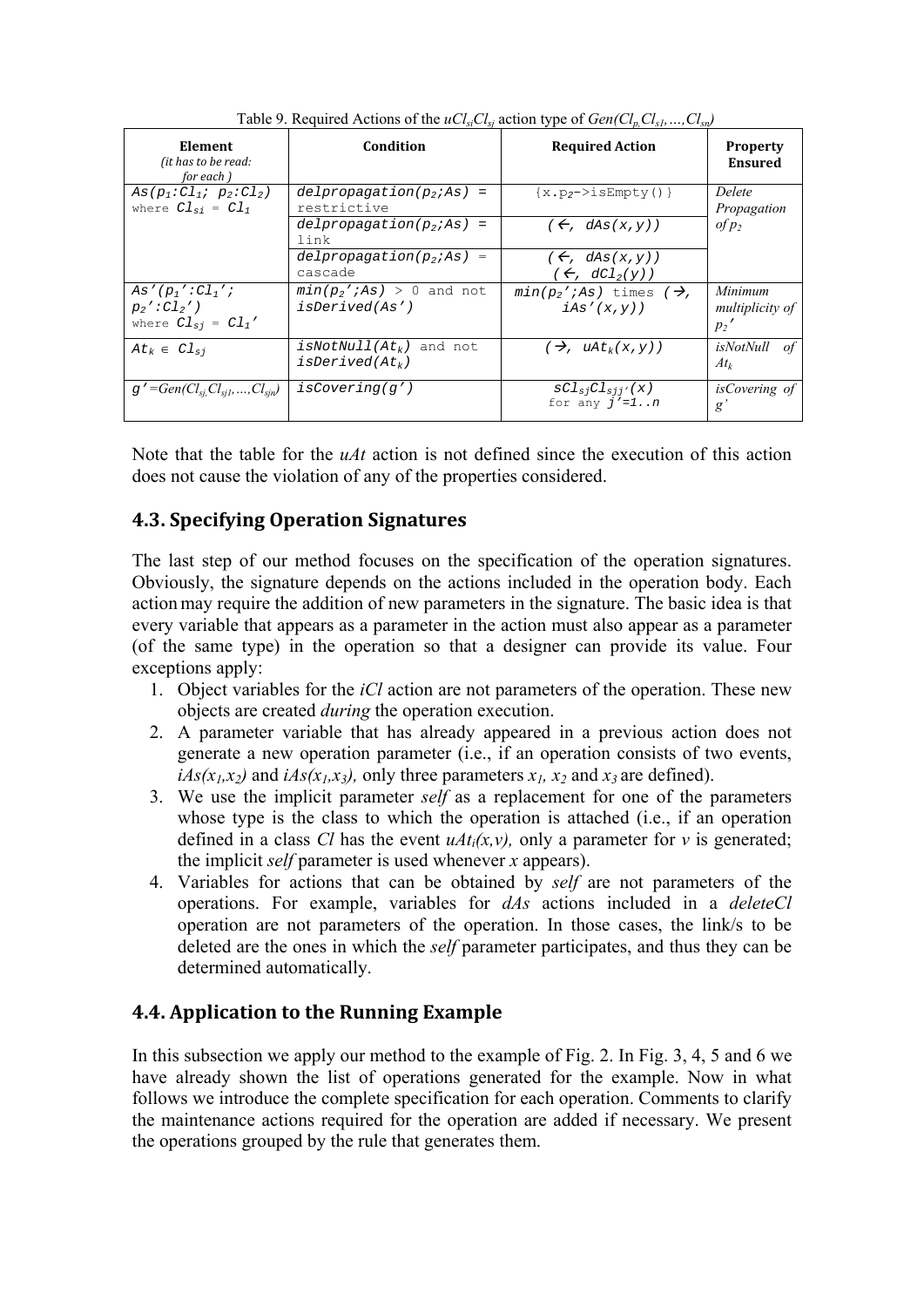Table 9. Required Actions of the $uCl_{si}Cl_{sj}$ action type of $Gen(Cl_p, Cl_{s1}, \ldots, Cl_{sn})$

| **Element** (it has to be read: for each ) | **Condition** | **Required Action** | **Property Ensured** |
|---|---|---|---|
| $As(p_1{:}Cl_1;\ p_2{:}Cl_2)$ where $Cl_{si} = Cl_1$ | $delpropagation(p_2;As)$ = restrictive | {x.$p_2$->isEmpty()} | *Delete Propagation of $p_2$* |
| | $delpropagation(p_2;As)$ = link | ($\leftarrow$, $dAs(x,y)$) | |
| | $delpropagation(p_2;As)$ = cascade | ($\leftarrow$, $dAs(x,y)$) ($\leftarrow$, $dCl_2(y)$) | |
| $As'(p_1'{:}Cl_1';\ p_2'{:}Cl_2')$ where $Cl_{sj} = Cl_1'$ | $min(p_2';As)$ > 0 and not $isDerived(As')$ | $min(p_2';As)$ times ($\rightarrow$, $iAs'(x,y)$) | *Minimum multiplicity of $p_2'$* |
| $At_k \in Cl_{sj}$ | $isNotNull(At_k)$ and not $isDerived(At_k)$ | ($\rightarrow$, $uAt_k(x,y)$) | *isNotNull of $At_k$* |
| $g'=Gen(Cl_{sj}, Cl_{sj1}, \ldots, Cl_{sjn})$ | $isCovering(g')$ | $sCl_{sj}Cl_{sjj'}(x)$ for any $j'$=1..n | *isCovering of g'* |

Note that the table for the *uAt* action is not defined since the execution of this action does not cause the violation of any of the properties considered.

## 4.3. Specifying Operation Signatures

The last step of our method focuses on the specification of the operation signatures. Obviously, the signature depends on the actions included in the operation body. Each action may require the addition of new parameters in the signature. The basic idea is that every variable that appears as a parameter in the action must also appear as a parameter (of the same type) in the operation so that a designer can provide its value. Four exceptions apply:

1. Object variables for the *iCl* action are not parameters of the operation. These new objects are created *during* the operation execution.
2. A parameter variable that has already appeared in a previous action does not generate a new operation parameter (i.e., if an operation consists of two events, $iAs(x_1,x_2)$ and $iAs(x_1,x_3)$, only three parameters $x_1$, $x_2$ and $x_3$ are defined).
3. We use the implicit parameter *self* as a replacement for one of the parameters whose type is the class to which the operation is attached (i.e., if an operation defined in a class *Cl* has the event $uAt_i(x,v)$, only a parameter for *v* is generated; the implicit *self* parameter is used whenever *x* appears).
4. Variables for actions that can be obtained by *self* are not parameters of the operations. For example, variables for *dAs* actions included in a *deleteCl* operation are not parameters of the operation. In those cases, the link/s to be deleted are the ones in which the *self* parameter participates, and thus they can be determined automatically.

## 4.4. Application to the Running Example

In this subsection we apply our method to the example of Fig. 2. In Fig. 3, 4, 5 and 6 we have already shown the list of operations generated for the example. Now in what follows we introduce the complete specification for each operation. Comments to clarify the maintenance actions required for the operation are added if necessary. We present the operations grouped by the rule that generates them.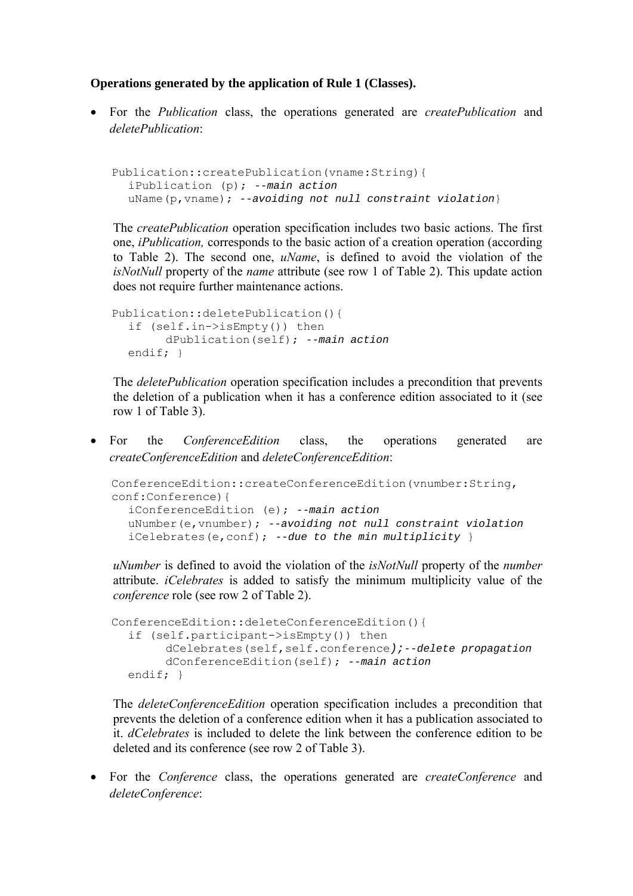**Operations generated by the application of Rule 1 (Classes).**

- For the *Publication* class, the operations generated are *createPublication* and *deletePublication*:

```
Publication::createPublication(vname:String){
   iPublication (p); --main action
   uName(p,vname); --avoiding not null constraint violation}
```

The *createPublication* operation specification includes two basic actions. The first one, *iPublication,* corresponds to the basic action of a creation operation (according to Table 2). The second one, *uName*, is defined to avoid the violation of the *isNotNull* property of the *name* attribute (see row 1 of Table 2). This update action does not require further maintenance actions.

```
Publication::deletePublication(){
   if (self.in->isEmpty()) then
        dPublication(self); --main action
   endif; }
```

The *deletePublication* operation specification includes a precondition that prevents the deletion of a publication when it has a conference edition associated to it (see row 1 of Table 3).

- For the *ConferenceEdition* class, the operations generated are *createConferenceEdition* and *deleteConferenceEdition*:

```
ConferenceEdition::createConferenceEdition(vnumber:String,
conf:Conference){
   iConferenceEdition (e); --main action
   uNumber(e,vnumber); --avoiding not null constraint violation
   iCelebrates(e,conf); --due to the min multiplicity }
```

*uNumber* is defined to avoid the violation of the *isNotNull* property of the *number* attribute. *iCelebrates* is added to satisfy the minimum multiplicity value of the *conference* role (see row 2 of Table 2).

```
ConferenceEdition::deleteConferenceEdition(){
   if (self.participant->isEmpty()) then
        dCelebrates(self,self.conference);--delete propagation
        dConferenceEdition(self); --main action
   endif; }
```

The *deleteConferenceEdition* operation specification includes a precondition that prevents the deletion of a conference edition when it has a publication associated to it. *dCelebrates* is included to delete the link between the conference edition to be deleted and its conference (see row 2 of Table 3).

- For the *Conference* class, the operations generated are *createConference* and *deleteConference*: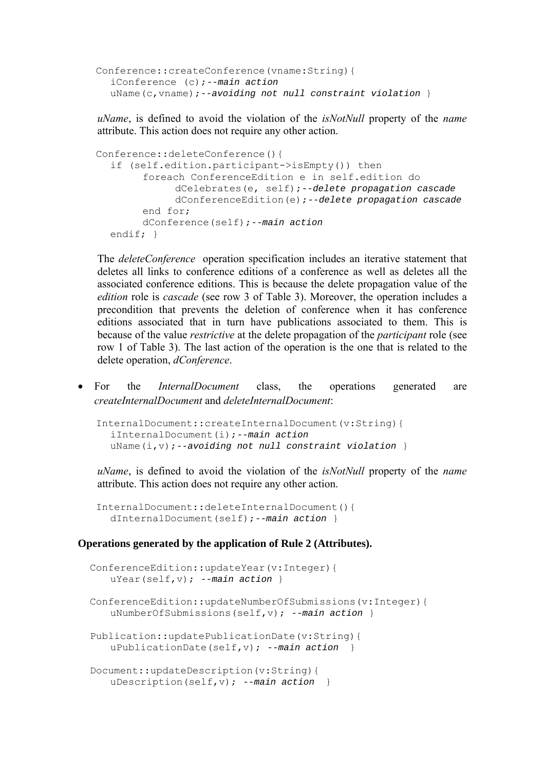```
Conference::createConference(vname:String){
   iConference (c);--main action
   uName(c,vname);--avoiding not null constraint violation }
```

*uName*, is defined to avoid the violation of the *isNotNull* property of the *name* attribute. This action does not require any other action.

```
Conference::deleteConference(){
   if (self.edition.participant->isEmpty()) then
        foreach ConferenceEdition e in self.edition do
              dCelebrates(e, self);--delete propagation cascade
              dConferenceEdition(e);--delete propagation cascade
        end for;
        dConference(self);--main action
   endif; }
```

The *deleteConference* operation specification includes an iterative statement that deletes all links to conference editions of a conference as well as deletes all the associated conference editions. This is because the delete propagation value of the *edition* role is *cascade* (see row 3 of Table 3). Moreover, the operation includes a precondition that prevents the deletion of conference when it has conference editions associated that in turn have publications associated to them. This is because of the value *restrictive* at the delete propagation of the *participant* role (see row 1 of Table 3). The last action of the operation is the one that is related to the delete operation, *dConference*.

- For the *InternalDocument* class, the operations generated are *createInternalDocument* and *deleteInternalDocument*:

```
InternalDocument::createInternalDocument(v:String){
   iInternalDocument(i);--main action
   uName(i,v);--avoiding not null constraint violation }
```

*uName*, is defined to avoid the violation of the *isNotNull* property of the *name* attribute. This action does not require any other action.

```
InternalDocument::deleteInternalDocument(){
   dInternalDocument(self);--main action }
```

**Operations generated by the application of Rule 2 (Attributes).**

```
ConferenceEdition::updateYear(v:Integer){
   uYear(self,v); --main action }

ConferenceEdition::updateNumberOfSubmissions(v:Integer){
   uNumberOfSubmissions(self,v); --main action }

Publication::updatePublicationDate(v:String){
   uPublicationDate(self,v); --main action  }

Document::updateDescription(v:String){
   uDescription(self,v); --main action  }
```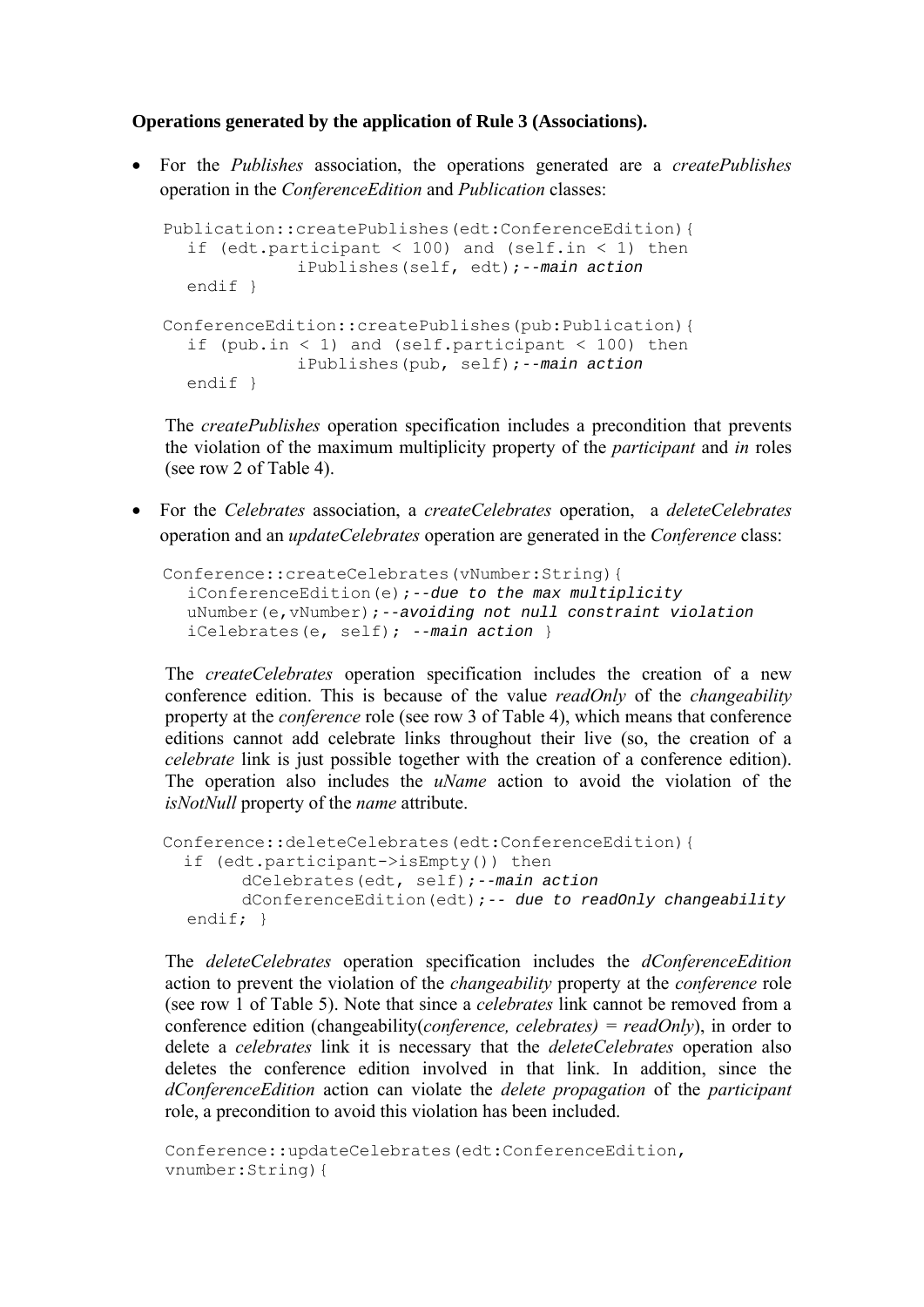**Operations generated by the application of Rule 3 (Associations).**

- For the *Publishes* association, the operations generated are a *createPublishes* operation in the *ConferenceEdition* and *Publication* classes:

```
Publication::createPublishes(edt:ConferenceEdition){
  if (edt.participant < 100) and (self.in < 1) then
           iPublishes(self, edt);--main action
  endif }

ConferenceEdition::createPublishes(pub:Publication){
  if (pub.in < 1) and (self.participant < 100) then
           iPublishes(pub, self);--main action
  endif }
```

  The *createPublishes* operation specification includes a precondition that prevents the violation of the maximum multiplicity property of the *participant* and *in* roles (see row 2 of Table 4).

- For the *Celebrates* association, a *createCelebrates* operation, a *deleteCelebrates* operation and an *updateCelebrates* operation are generated in the *Conference* class:

```
Conference::createCelebrates(vNumber:String){
  iConferenceEdition(e);--due to the max multiplicity
  uNumber(e,vNumber);--avoiding not null constraint violation
  iCelebrates(e, self); --main action }
```

  The *createCelebrates* operation specification includes the creation of a new conference edition. This is because of the value *readOnly* of the *changeability* property at the *conference* role (see row 3 of Table 4), which means that conference editions cannot add celebrate links throughout their live (so, the creation of a *celebrate* link is just possible together with the creation of a conference edition). The operation also includes the *uName* action to avoid the violation of the *isNotNull* property of the *name* attribute.

```
Conference::deleteCelebrates(edt:ConferenceEdition){
 if (edt.participant->isEmpty()) then
      dCelebrates(edt, self);--main action
      dConferenceEdition(edt);-- due to readOnly changeability
  endif; }
```

  The *deleteCelebrates* operation specification includes the *dConferenceEdition* action to prevent the violation of the *changeability* property at the *conference* role (see row 1 of Table 5). Note that since a *celebrates* link cannot be removed from a conference edition (changeability(*conference, celebrates) = readOnly*), in order to delete a *celebrates* link it is necessary that the *deleteCelebrates* operation also deletes the conference edition involved in that link. In addition, since the *dConferenceEdition* action can violate the *delete propagation* of the *participant* role, a precondition to avoid this violation has been included.

```
Conference::updateCelebrates(edt:ConferenceEdition,
vnumber:String){
```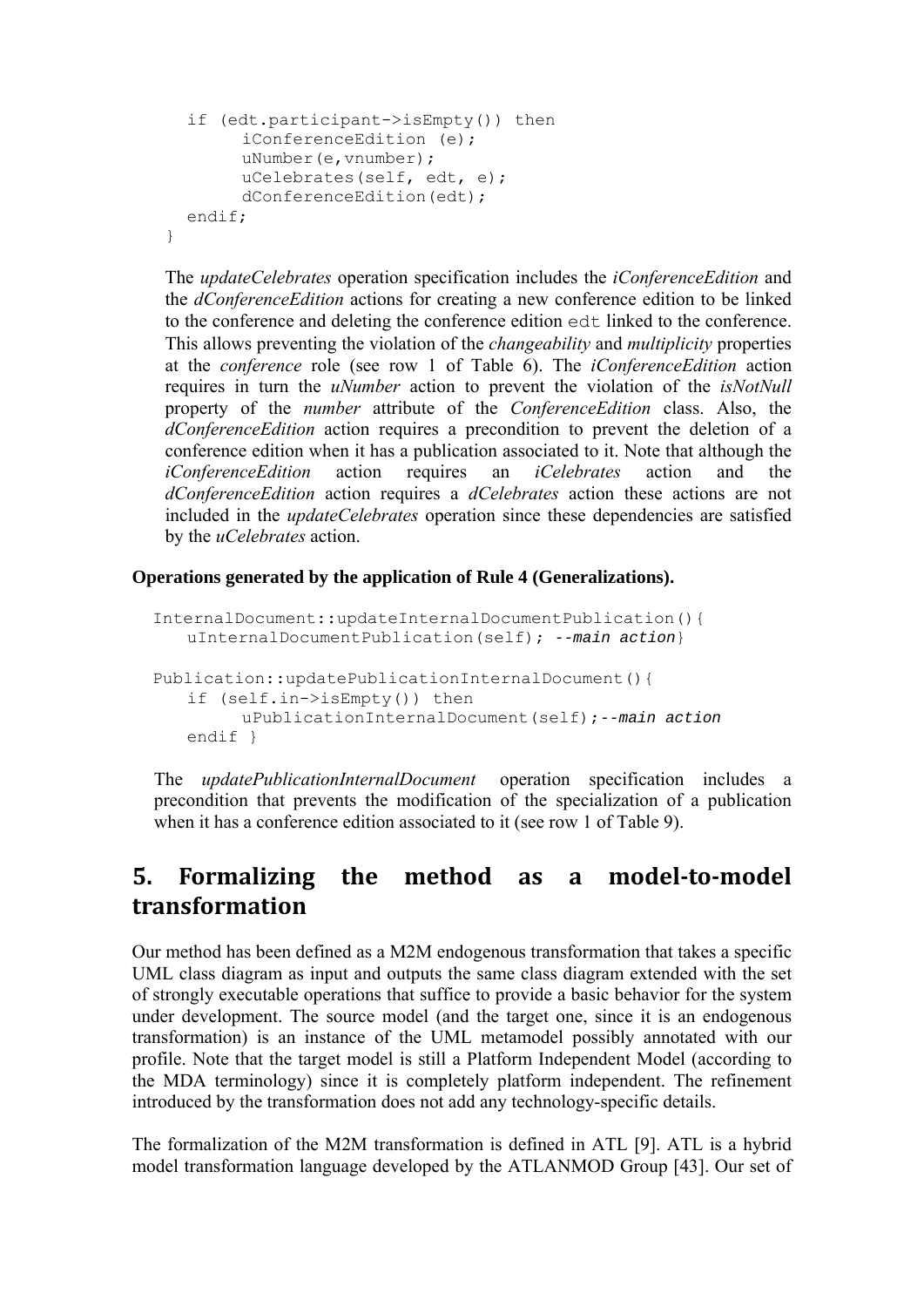```
  if (edt.participant->isEmpty()) then
        iConferenceEdition (e);
        uNumber(e,vnumber);
        uCelebrates(self, edt, e);
        dConferenceEdition(edt);
  endif;
}
```

The *updateCelebrates* operation specification includes the *iConferenceEdition* and the *dConferenceEdition* actions for creating a new conference edition to be linked to the conference and deleting the conference edition `edt` linked to the conference. This allows preventing the violation of the *changeability* and *multiplicity* properties at the *conference* role (see row 1 of Table 6). The *iConferenceEdition* action requires in turn the *uNumber* action to prevent the violation of the *isNotNull* property of the *number* attribute of the *ConferenceEdition* class. Also, the *dConferenceEdition* action requires a precondition to prevent the deletion of a conference edition when it has a publication associated to it. Note that although the *iConferenceEdition* action requires an *iCelebrates* action and the *dConferenceEdition* action requires a *dCelebrates* action these actions are not included in the *updateCelebrates* operation since these dependencies are satisfied by the *uCelebrates* action.

**Operations generated by the application of Rule 4 (Generalizations).**

```
InternalDocument::updateInternalDocumentPublication(){
   uInternalDocumentPublication(self); --main action}

Publication::updatePublicationInternalDocument(){
   if (self.in->isEmpty()) then
        uPublicationInternalDocument(self);--main action
   endif }
```

The *updatePublicationInternalDocument* operation specification includes a precondition that prevents the modification of the specialization of a publication when it has a conference edition associated to it (see row 1 of Table 9).

## 5. Formalizing the method as a model-to-model transformation

Our method has been defined as a M2M endogenous transformation that takes a specific UML class diagram as input and outputs the same class diagram extended with the set of strongly executable operations that suffice to provide a basic behavior for the system under development. The source model (and the target one, since it is an endogenous transformation) is an instance of the UML metamodel possibly annotated with our profile. Note that the target model is still a Platform Independent Model (according to the MDA terminology) since it is completely platform independent. The refinement introduced by the transformation does not add any technology-specific details.

The formalization of the M2M transformation is defined in ATL [9]. ATL is a hybrid model transformation language developed by the ATLANMOD Group [43]. Our set of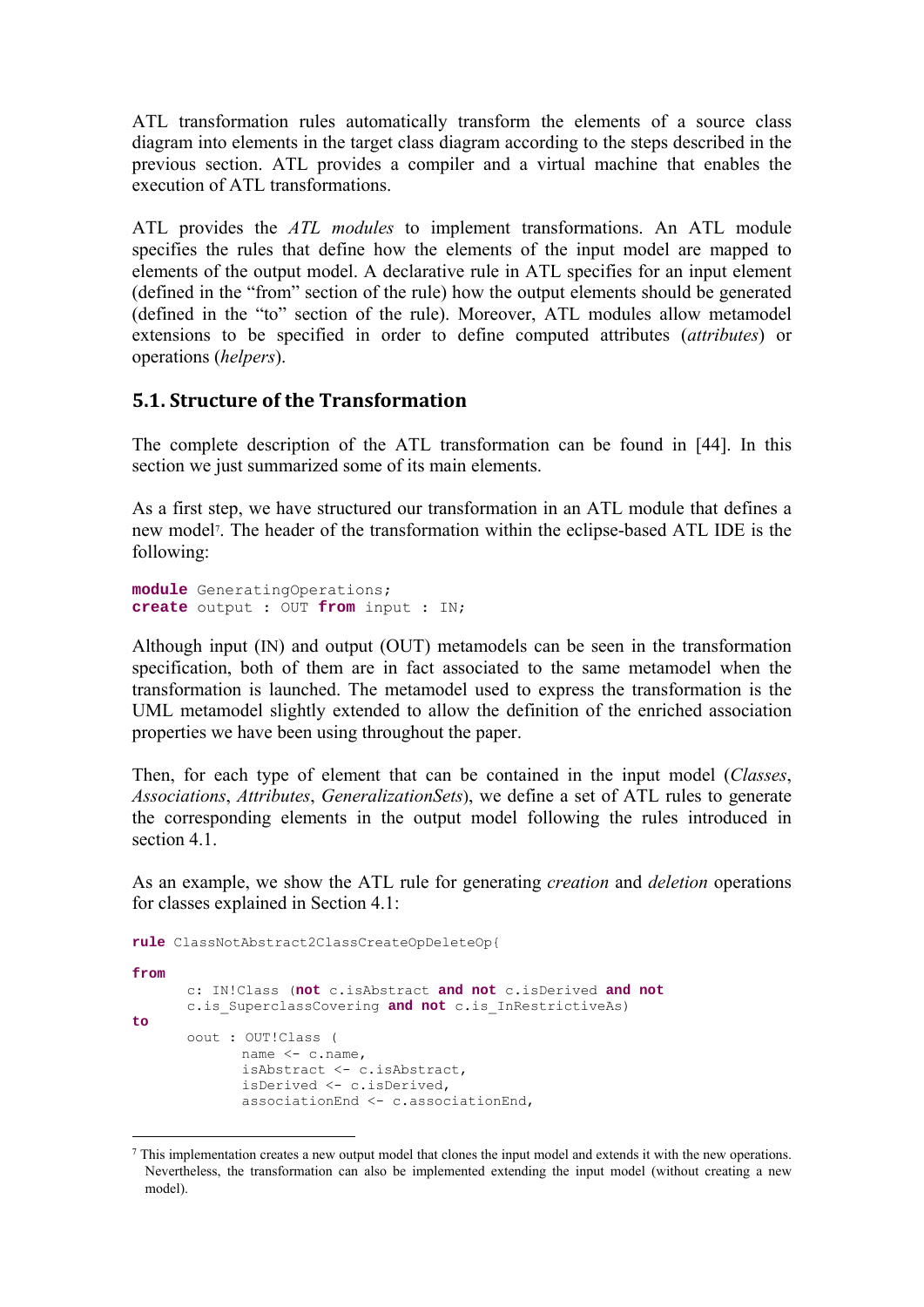ATL transformation rules automatically transform the elements of a source class diagram into elements in the target class diagram according to the steps described in the previous section. ATL provides a compiler and a virtual machine that enables the execution of ATL transformations.

ATL provides the *ATL modules* to implement transformations. An ATL module specifies the rules that define how the elements of the input model are mapped to elements of the output model. A declarative rule in ATL specifies for an input element (defined in the "from" section of the rule) how the output elements should be generated (defined in the "to" section of the rule). Moreover, ATL modules allow metamodel extensions to be specified in order to define computed attributes (*attributes*) or operations (*helpers*).

### 5.1. Structure of the Transformation

The complete description of the ATL transformation can be found in [44]. In this section we just summarized some of its main elements.

As a first step, we have structured our transformation in an ATL module that defines a new model[7]. The header of the transformation within the eclipse-based ATL IDE is the following:

```
module GeneratingOperations;
create output : OUT from input : IN;
```

Although input (IN) and output (OUT) metamodels can be seen in the transformation specification, both of them are in fact associated to the same metamodel when the transformation is launched. The metamodel used to express the transformation is the UML metamodel slightly extended to allow the definition of the enriched association properties we have been using throughout the paper.

Then, for each type of element that can be contained in the input model (*Classes*, *Associations*, *Attributes*, *GeneralizationSets*), we define a set of ATL rules to generate the corresponding elements in the output model following the rules introduced in section 4.1.

As an example, we show the ATL rule for generating *creation* and *deletion* operations for classes explained in Section 4.1:

```
rule ClassNotAbstract2ClassCreateOpDeleteOp{

from
      c: IN!Class (not c.isAbstract and not c.isDerived and not
      c.is_SuperclassCovering and not c.is_InRestrictiveAs)
to
      oout : OUT!Class (
            name <- c.name,
            isAbstract <- c.isAbstract,
            isDerived <- c.isDerived,
            associationEnd <- c.associationEnd,
```

[7] This implementation creates a new output model that clones the input model and extends it with the new operations. Nevertheless, the transformation can also be implemented extending the input model (without creating a new model).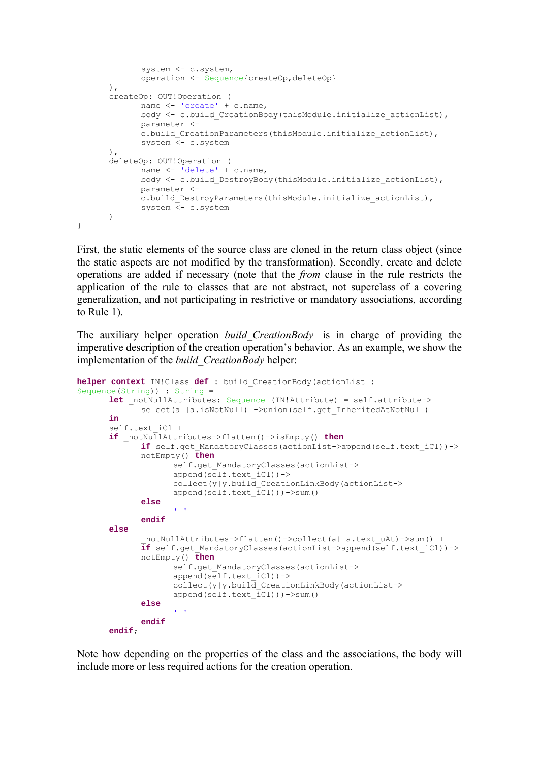```
            system <- c.system,
            operation <- Sequence{createOp,deleteOp}
      ),
      createOp: OUT!Operation (
            name <- 'create' + c.name,
            body <- c.build_CreationBody(thisModule.initialize_actionList),
            parameter <-
            c.build_CreationParameters(thisModule.initialize_actionList),
            system <- c.system
      ),
      deleteOp: OUT!Operation (
            name <- 'delete' + c.name,
            body <- c.build_DestroyBody(thisModule.initialize_actionList),
            parameter <-
            c.build_DestroyParameters(thisModule.initialize_actionList),
            system <- c.system
      )
}
```

First, the static elements of the source class are cloned in the return class object (since the static aspects are not modified by the transformation). Secondly, create and delete operations are added if necessary (note that the *from* clause in the rule restricts the application of the rule to classes that are not abstract, not superclass of a covering generalization, and not participating in restrictive or mandatory associations, according to Rule 1).

The auxiliary helper operation *build_CreationBody* is in charge of providing the imperative description of the creation operation's behavior. As an example, we show the implementation of the *build_CreationBody* helper:

```
helper context IN!Class def : build_CreationBody(actionList :
Sequence(String)) : String =
      let _notNullAttributes: Sequence (IN!Attribute) = self.attribute->
            select(a |a.isNotNull) ->union(self.get_InheritedAtNotNull)
      in
      self.text_iCl +
      if _notNullAttributes->flatten()->isEmpty() then
            if self.get_MandatoryClasses(actionList->append(self.text_iCl))->
            notEmpty() then
                  self.get_MandatoryClasses(actionList->
                  append(self.text_iCl))->
                  collect(y|y.build_CreationLinkBody(actionList->
                  append(self.text_iCl)))->sum()
            else
                  ' '
            endif
      else
            _notNullAttributes->flatten()->collect(a| a.text_uAt)->sum() +
            if self.get_MandatoryClasses(actionList->append(self.text_iCl))->
            notEmpty() then
                  self.get_MandatoryClasses(actionList->
                  append(self.text_iCl))->
                  collect(y|y.build_CreationLinkBody(actionList->
                  append(self.text_iCl)))->sum()
            else
                  ' '
            endif
      endif;
```

Note how depending on the properties of the class and the associations, the body will include more or less required actions for the creation operation.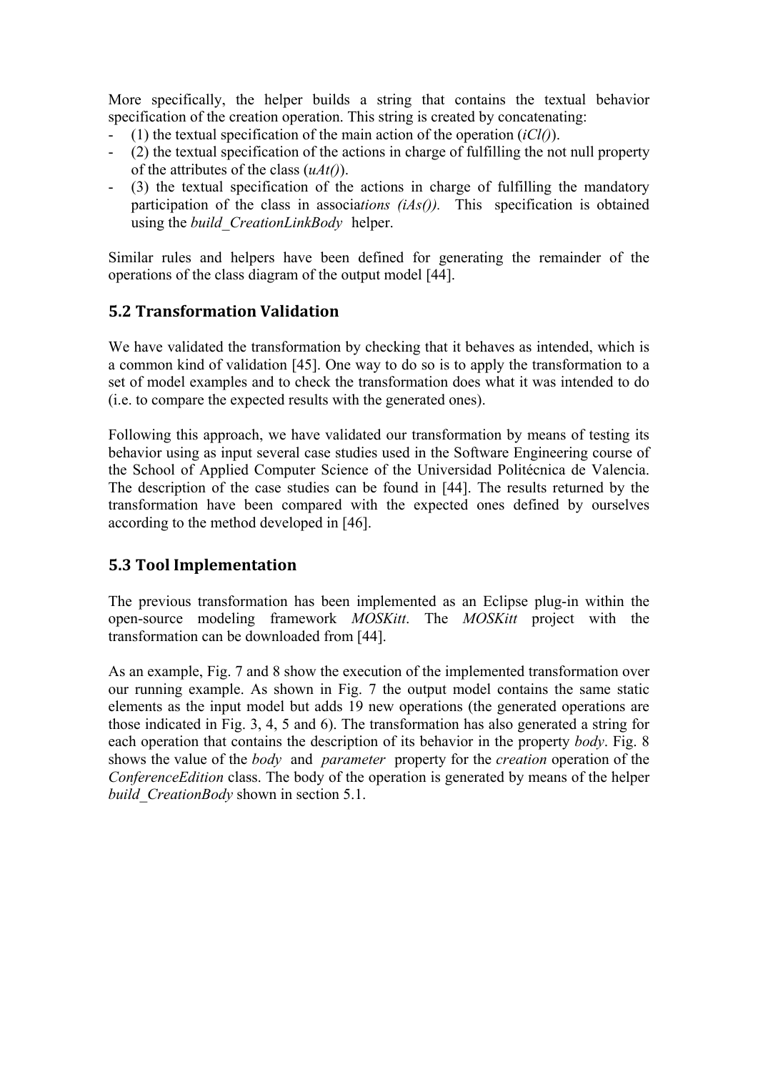More specifically, the helper builds a string that contains the textual behavior specification of the creation operation. This string is created by concatenating:

- (1) the textual specification of the main action of the operation (*iCl()*).
- (2) the textual specification of the actions in charge of fulfilling the not null property of the attributes of the class (*uAt()*).
- (3) the textual specification of the actions in charge of fulfilling the mandatory participation of the class in associa*tions (iAs()).* This specification is obtained using the *build_CreationLinkBody* helper.

Similar rules and helpers have been defined for generating the remainder of the operations of the class diagram of the output model [44].

## 5.2 Transformation Validation

We have validated the transformation by checking that it behaves as intended, which is a common kind of validation [45]. One way to do so is to apply the transformation to a set of model examples and to check the transformation does what it was intended to do (i.e. to compare the expected results with the generated ones).

Following this approach, we have validated our transformation by means of testing its behavior using as input several case studies used in the Software Engineering course of the School of Applied Computer Science of the Universidad Politécnica de Valencia. The description of the case studies can be found in [44]. The results returned by the transformation have been compared with the expected ones defined by ourselves according to the method developed in [46].

## 5.3 Tool Implementation

The previous transformation has been implemented as an Eclipse plug-in within the open-source modeling framework *MOSKitt*. The *MOSKitt* project with the transformation can be downloaded from [44].

As an example, Fig. 7 and 8 show the execution of the implemented transformation over our running example. As shown in Fig. 7 the output model contains the same static elements as the input model but adds 19 new operations (the generated operations are those indicated in Fig. 3, 4, 5 and 6). The transformation has also generated a string for each operation that contains the description of its behavior in the property *body*. Fig. 8 shows the value of the *body* and *parameter* property for the *creation* operation of the *ConferenceEdition* class. The body of the operation is generated by means of the helper *build_CreationBody* shown in section 5.1.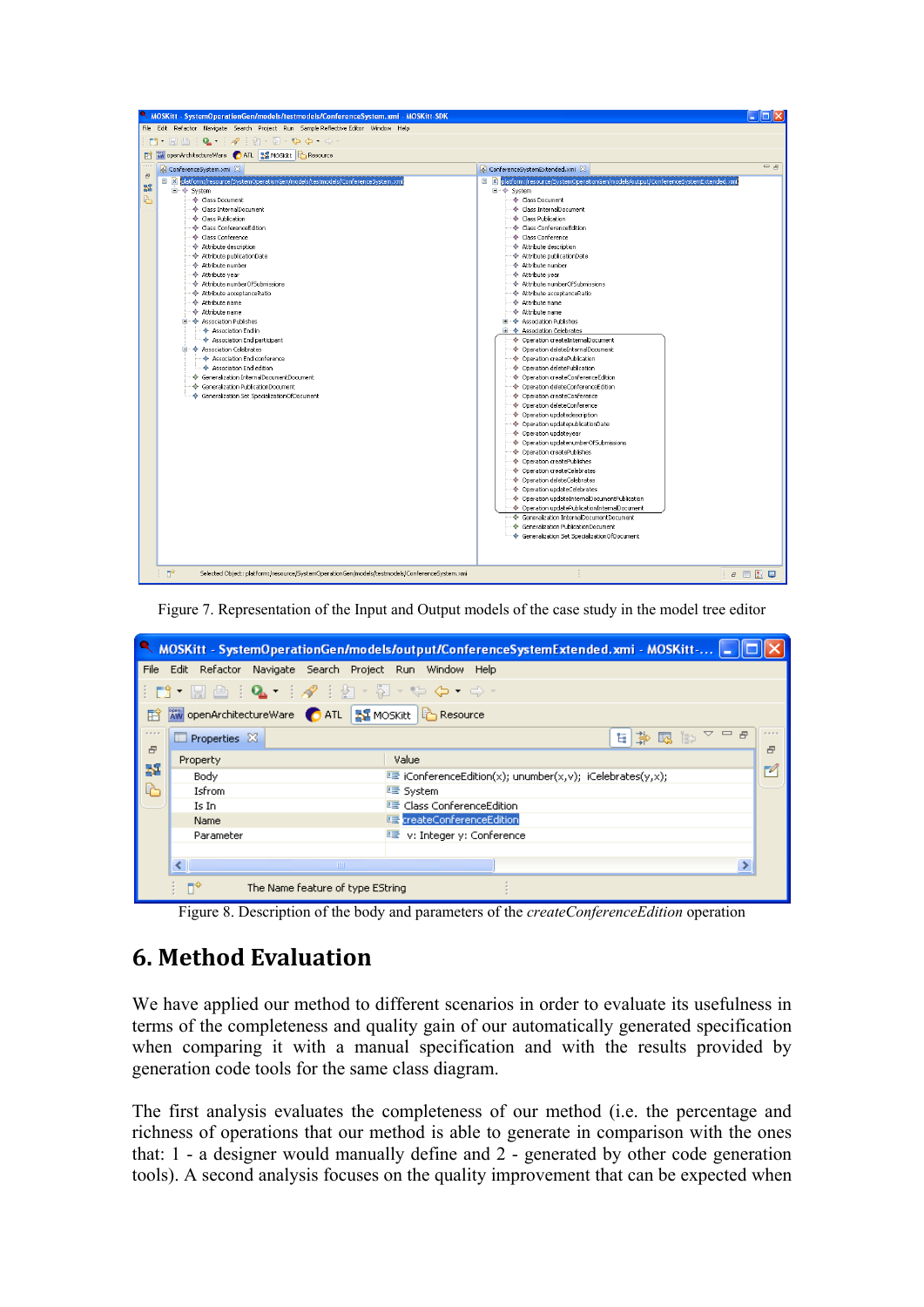Figure 7. Representation of the Input and Output models of the case study in the model tree editor

Figure 8. Description of the body and parameters of the *createConferenceEdition* operation

# 6. Method Evaluation

We have applied our method to different scenarios in order to evaluate its usefulness in terms of the completeness and quality gain of our automatically generated specification when comparing it with a manual specification and with the results provided by generation code tools for the same class diagram.

The first analysis evaluates the completeness of our method (i.e. the percentage and richness of operations that our method is able to generate in comparison with the ones that: 1 - a designer would manually define and 2 - generated by other code generation tools). A second analysis focuses on the quality improvement that can be expected when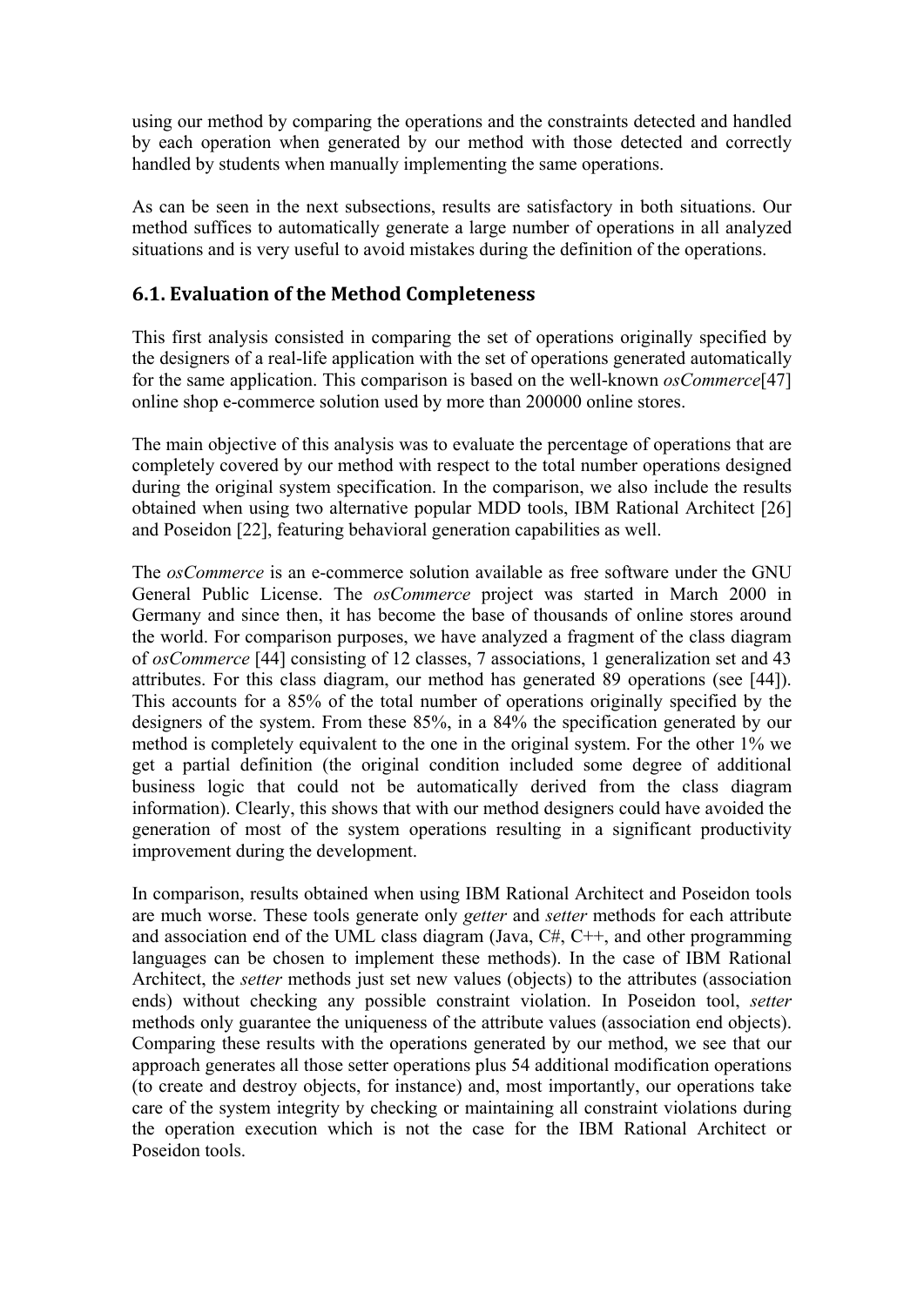using our method by comparing the operations and the constraints detected and handled by each operation when generated by our method with those detected and correctly handled by students when manually implementing the same operations.

As can be seen in the next subsections, results are satisfactory in both situations. Our method suffices to automatically generate a large number of operations in all analyzed situations and is very useful to avoid mistakes during the definition of the operations.

## 6.1. Evaluation of the Method Completeness

This first analysis consisted in comparing the set of operations originally specified by the designers of a real-life application with the set of operations generated automatically for the same application. This comparison is based on the well-known *osCommerce*[47] online shop e-commerce solution used by more than 200000 online stores.

The main objective of this analysis was to evaluate the percentage of operations that are completely covered by our method with respect to the total number operations designed during the original system specification. In the comparison, we also include the results obtained when using two alternative popular MDD tools, IBM Rational Architect [26] and Poseidon [22], featuring behavioral generation capabilities as well.

The *osCommerce* is an e-commerce solution available as free software under the GNU General Public License. The *osCommerce* project was started in March 2000 in Germany and since then, it has become the base of thousands of online stores around the world. For comparison purposes, we have analyzed a fragment of the class diagram of *osCommerce* [44] consisting of 12 classes, 7 associations, 1 generalization set and 43 attributes. For this class diagram, our method has generated 89 operations (see [44]). This accounts for a 85% of the total number of operations originally specified by the designers of the system. From these 85%, in a 84% the specification generated by our method is completely equivalent to the one in the original system. For the other 1% we get a partial definition (the original condition included some degree of additional business logic that could not be automatically derived from the class diagram information). Clearly, this shows that with our method designers could have avoided the generation of most of the system operations resulting in a significant productivity improvement during the development.

In comparison, results obtained when using IBM Rational Architect and Poseidon tools are much worse. These tools generate only *getter* and *setter* methods for each attribute and association end of the UML class diagram (Java, C#, C++, and other programming languages can be chosen to implement these methods). In the case of IBM Rational Architect, the *setter* methods just set new values (objects) to the attributes (association ends) without checking any possible constraint violation. In Poseidon tool, *setter* methods only guarantee the uniqueness of the attribute values (association end objects). Comparing these results with the operations generated by our method, we see that our approach generates all those setter operations plus 54 additional modification operations (to create and destroy objects, for instance) and, most importantly, our operations take care of the system integrity by checking or maintaining all constraint violations during the operation execution which is not the case for the IBM Rational Architect or Poseidon tools.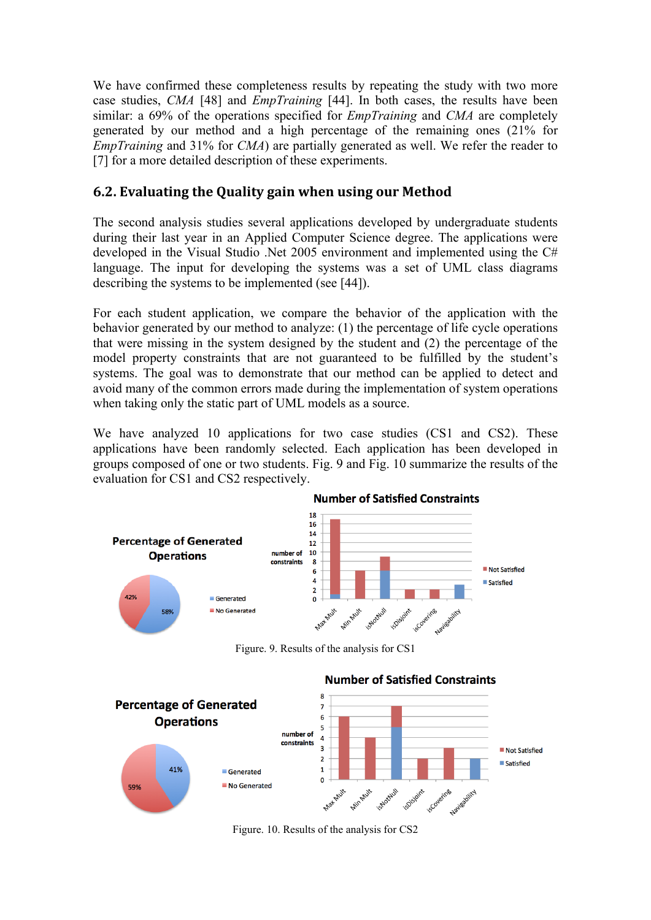We have confirmed these completeness results by repeating the study with two more case studies, *CMA* [48] and *EmpTraining* [44]. In both cases, the results have been similar: a 69% of the operations specified for *EmpTraining* and *CMA* are completely generated by our method and a high percentage of the remaining ones (21% for *EmpTraining* and 31% for *CMA*) are partially generated as well. We refer the reader to [7] for a more detailed description of these experiments.

## 6.2. Evaluating the Quality gain when using our Method

The second analysis studies several applications developed by undergraduate students during their last year in an Applied Computer Science degree. The applications were developed in the Visual Studio .Net 2005 environment and implemented using the C# language. The input for developing the systems was a set of UML class diagrams describing the systems to be implemented (see [44]).

For each student application, we compare the behavior of the application with the behavior generated by our method to analyze: (1) the percentage of life cycle operations that were missing in the system designed by the student and (2) the percentage of the model property constraints that are not guaranteed to be fulfilled by the student's systems. The goal was to demonstrate that our method can be applied to detect and avoid many of the common errors made during the implementation of system operations when taking only the static part of UML models as a source.

We have analyzed 10 applications for two case studies (CS1 and CS2). These applications have been randomly selected. Each application has been developed in groups composed of one or two students. Fig. 9 and Fig. 10 summarize the results of the evaluation for CS1 and CS2 respectively.

Figure. 9. Results of the analysis for CS1

Figure. 10. Results of the analysis for CS2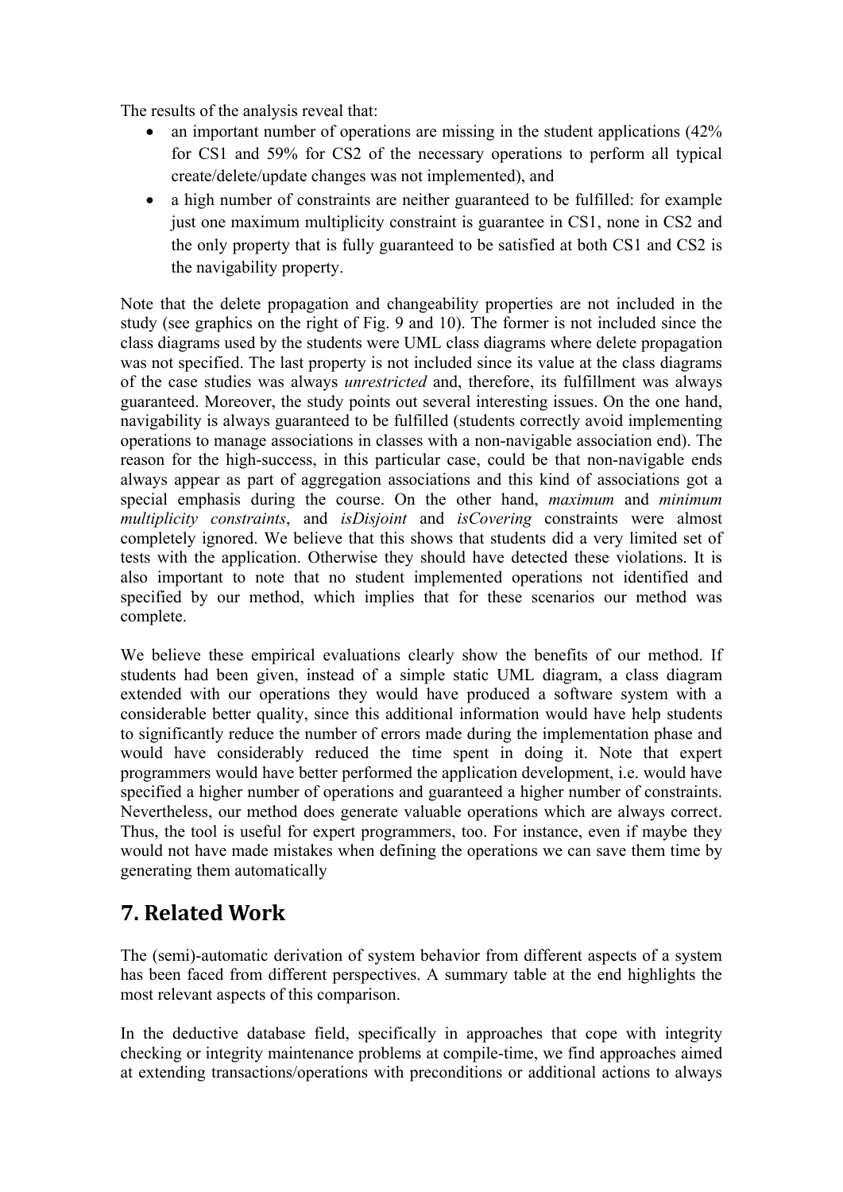The results of the analysis reveal that:

- an important number of operations are missing in the student applications (42% for CS1 and 59% for CS2 of the necessary operations to perform all typical create/delete/update changes was not implemented), and
- a high number of constraints are neither guaranteed to be fulfilled: for example just one maximum multiplicity constraint is guarantee in CS1, none in CS2 and the only property that is fully guaranteed to be satisfied at both CS1 and CS2 is the navigability property.

Note that the delete propagation and changeability properties are not included in the study (see graphics on the right of Fig. 9 and 10). The former is not included since the class diagrams used by the students were UML class diagrams where delete propagation was not specified. The last property is not included since its value at the class diagrams of the case studies was always *unrestricted* and, therefore, its fulfillment was always guaranteed. Moreover, the study points out several interesting issues. On the one hand, navigability is always guaranteed to be fulfilled (students correctly avoid implementing operations to manage associations in classes with a non-navigable association end). The reason for the high-success, in this particular case, could be that non-navigable ends always appear as part of aggregation associations and this kind of associations got a special emphasis during the course. On the other hand, *maximum* and *minimum multiplicity constraints*, and *isDisjoint* and *isCovering* constraints were almost completely ignored. We believe that this shows that students did a very limited set of tests with the application. Otherwise they should have detected these violations. It is also important to note that no student implemented operations not identified and specified by our method, which implies that for these scenarios our method was complete.

We believe these empirical evaluations clearly show the benefits of our method. If students had been given, instead of a simple static UML diagram, a class diagram extended with our operations they would have produced a software system with a considerable better quality, since this additional information would have help students to significantly reduce the number of errors made during the implementation phase and would have considerably reduced the time spent in doing it. Note that expert programmers would have better performed the application development, i.e. would have specified a higher number of operations and guaranteed a higher number of constraints. Nevertheless, our method does generate valuable operations which are always correct. Thus, the tool is useful for expert programmers, too. For instance, even if maybe they would not have made mistakes when defining the operations we can save them time by generating them automatically

## 7. Related Work

The (semi)-automatic derivation of system behavior from different aspects of a system has been faced from different perspectives. A summary table at the end highlights the most relevant aspects of this comparison.

In the deductive database field, specifically in approaches that cope with integrity checking or integrity maintenance problems at compile-time, we find approaches aimed at extending transactions/operations with preconditions or additional actions to always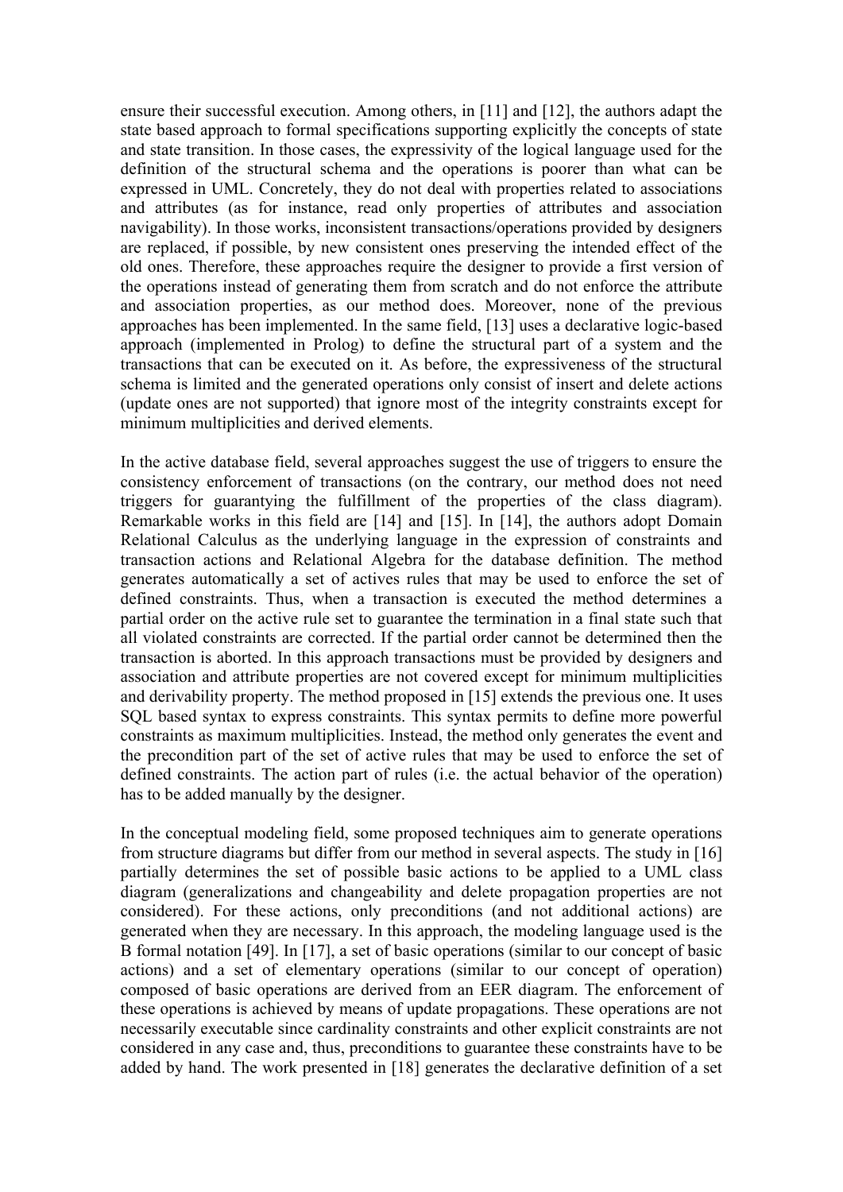ensure their successful execution. Among others, in [11] and [12], the authors adapt the state based approach to formal specifications supporting explicitly the concepts of state and state transition. In those cases, the expressivity of the logical language used for the definition of the structural schema and the operations is poorer than what can be expressed in UML. Concretely, they do not deal with properties related to associations and attributes (as for instance, read only properties of attributes and association navigability). In those works, inconsistent transactions/operations provided by designers are replaced, if possible, by new consistent ones preserving the intended effect of the old ones. Therefore, these approaches require the designer to provide a first version of the operations instead of generating them from scratch and do not enforce the attribute and association properties, as our method does. Moreover, none of the previous approaches has been implemented. In the same field, [13] uses a declarative logic-based approach (implemented in Prolog) to define the structural part of a system and the transactions that can be executed on it. As before, the expressiveness of the structural schema is limited and the generated operations only consist of insert and delete actions (update ones are not supported) that ignore most of the integrity constraints except for minimum multiplicities and derived elements.

In the active database field, several approaches suggest the use of triggers to ensure the consistency enforcement of transactions (on the contrary, our method does not need triggers for guarantying the fulfillment of the properties of the class diagram). Remarkable works in this field are [14] and [15]. In [14], the authors adopt Domain Relational Calculus as the underlying language in the expression of constraints and transaction actions and Relational Algebra for the database definition. The method generates automatically a set of actives rules that may be used to enforce the set of defined constraints. Thus, when a transaction is executed the method determines a partial order on the active rule set to guarantee the termination in a final state such that all violated constraints are corrected. If the partial order cannot be determined then the transaction is aborted. In this approach transactions must be provided by designers and association and attribute properties are not covered except for minimum multiplicities and derivability property. The method proposed in [15] extends the previous one. It uses SQL based syntax to express constraints. This syntax permits to define more powerful constraints as maximum multiplicities. Instead, the method only generates the event and the precondition part of the set of active rules that may be used to enforce the set of defined constraints. The action part of rules (i.e. the actual behavior of the operation) has to be added manually by the designer.

In the conceptual modeling field, some proposed techniques aim to generate operations from structure diagrams but differ from our method in several aspects. The study in [16] partially determines the set of possible basic actions to be applied to a UML class diagram (generalizations and changeability and delete propagation properties are not considered). For these actions, only preconditions (and not additional actions) are generated when they are necessary. In this approach, the modeling language used is the B formal notation [49]. In [17], a set of basic operations (similar to our concept of basic actions) and a set of elementary operations (similar to our concept of operation) composed of basic operations are derived from an EER diagram. The enforcement of these operations is achieved by means of update propagations. These operations are not necessarily executable since cardinality constraints and other explicit constraints are not considered in any case and, thus, preconditions to guarantee these constraints have to be added by hand. The work presented in [18] generates the declarative definition of a set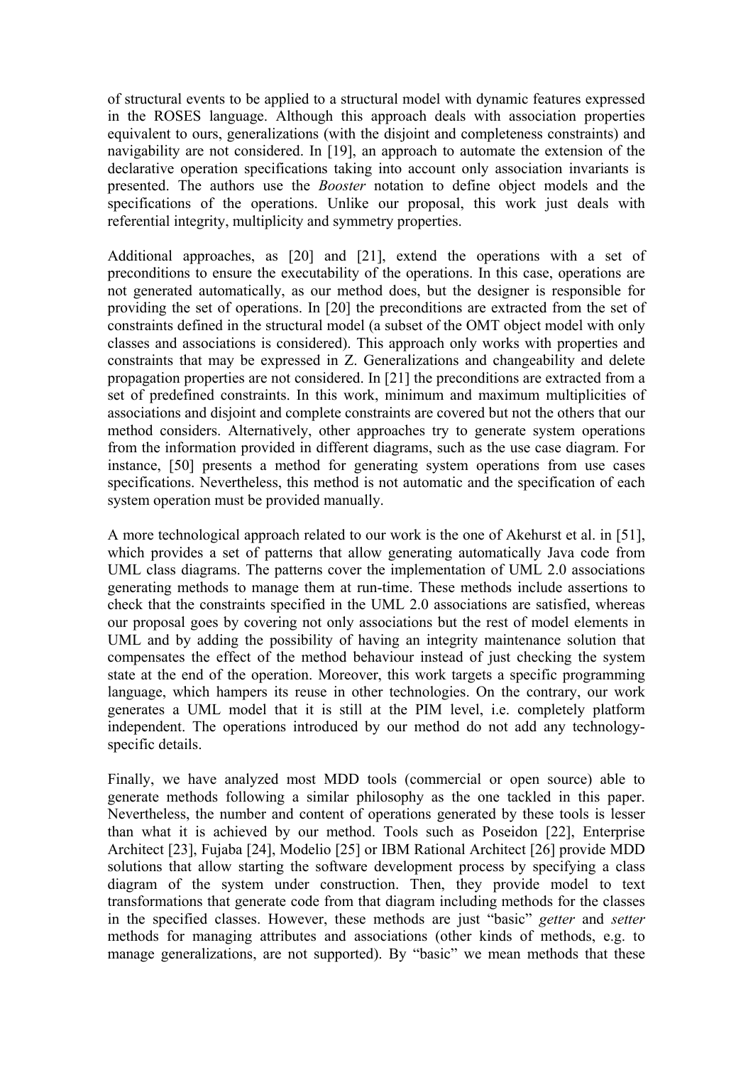of structural events to be applied to a structural model with dynamic features expressed in the ROSES language. Although this approach deals with association properties equivalent to ours, generalizations (with the disjoint and completeness constraints) and navigability are not considered. In [19], an approach to automate the extension of the declarative operation specifications taking into account only association invariants is presented. The authors use the *Booster* notation to define object models and the specifications of the operations. Unlike our proposal, this work just deals with referential integrity, multiplicity and symmetry properties.

Additional approaches, as [20] and [21], extend the operations with a set of preconditions to ensure the executability of the operations. In this case, operations are not generated automatically, as our method does, but the designer is responsible for providing the set of operations. In [20] the preconditions are extracted from the set of constraints defined in the structural model (a subset of the OMT object model with only classes and associations is considered). This approach only works with properties and constraints that may be expressed in Z. Generalizations and changeability and delete propagation properties are not considered. In [21] the preconditions are extracted from a set of predefined constraints. In this work, minimum and maximum multiplicities of associations and disjoint and complete constraints are covered but not the others that our method considers. Alternatively, other approaches try to generate system operations from the information provided in different diagrams, such as the use case diagram. For instance, [50] presents a method for generating system operations from use cases specifications. Nevertheless, this method is not automatic and the specification of each system operation must be provided manually.

A more technological approach related to our work is the one of Akehurst et al. in [51], which provides a set of patterns that allow generating automatically Java code from UML class diagrams. The patterns cover the implementation of UML 2.0 associations generating methods to manage them at run-time. These methods include assertions to check that the constraints specified in the UML 2.0 associations are satisfied, whereas our proposal goes by covering not only associations but the rest of model elements in UML and by adding the possibility of having an integrity maintenance solution that compensates the effect of the method behaviour instead of just checking the system state at the end of the operation. Moreover, this work targets a specific programming language, which hampers its reuse in other technologies. On the contrary, our work generates a UML model that it is still at the PIM level, i.e. completely platform independent. The operations introduced by our method do not add any technology-specific details.

Finally, we have analyzed most MDD tools (commercial or open source) able to generate methods following a similar philosophy as the one tackled in this paper. Nevertheless, the number and content of operations generated by these tools is lesser than what it is achieved by our method. Tools such as Poseidon [22], Enterprise Architect [23], Fujaba [24], Modelio [25] or IBM Rational Architect [26] provide MDD solutions that allow starting the software development process by specifying a class diagram of the system under construction. Then, they provide model to text transformations that generate code from that diagram including methods for the classes in the specified classes. However, these methods are just "basic" *getter* and *setter* methods for managing attributes and associations (other kinds of methods, e.g. to manage generalizations, are not supported). By "basic" we mean methods that these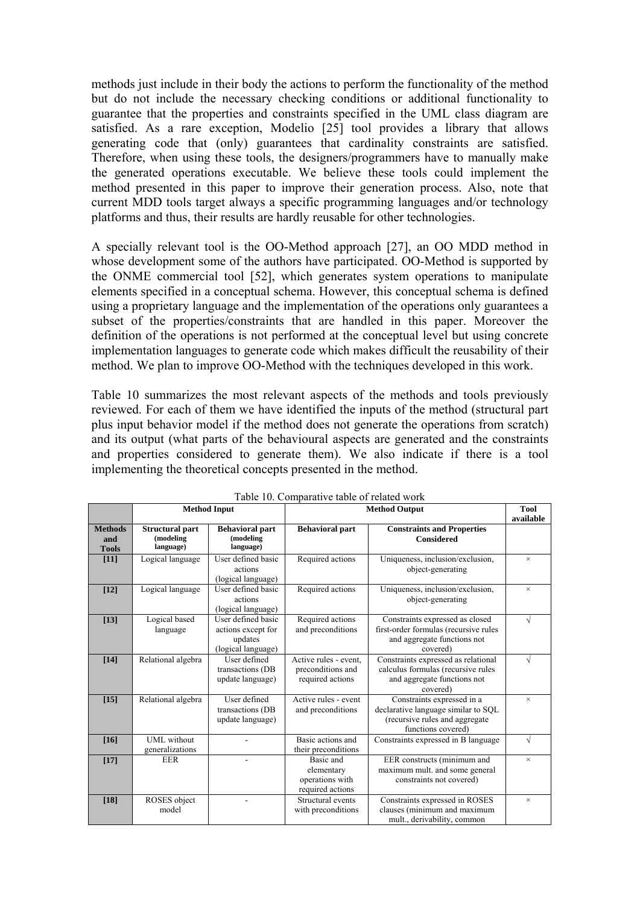methods just include in their body the actions to perform the functionality of the method but do not include the necessary checking conditions or additional functionality to guarantee that the properties and constraints specified in the UML class diagram are satisfied. As a rare exception, Modelio [25] tool provides a library that allows generating code that (only) guarantees that cardinality constraints are satisfied. Therefore, when using these tools, the designers/programmers have to manually make the generated operations executable. We believe these tools could implement the method presented in this paper to improve their generation process. Also, note that current MDD tools target always a specific programming languages and/or technology platforms and thus, their results are hardly reusable for other technologies.

A specially relevant tool is the OO-Method approach [27], an OO MDD method in whose development some of the authors have participated. OO-Method is supported by the ONME commercial tool [52], which generates system operations to manipulate elements specified in a conceptual schema. However, this conceptual schema is defined using a proprietary language and the implementation of the operations only guarantees a subset of the properties/constraints that are handled in this paper. Moreover the definition of the operations is not performed at the conceptual level but using concrete implementation languages to generate code which makes difficult the reusability of their method. We plan to improve OO-Method with the techniques developed in this work.

Table 10 summarizes the most relevant aspects of the methods and tools previously reviewed. For each of them we have identified the inputs of the method (structural part plus input behavior model if the method does not generate the operations from scratch) and its output (what parts of the behavioural aspects are generated and the constraints and properties considered to generate them). We also indicate if there is a tool implementing the theoretical concepts presented in the method.

Table 10. Comparative table of related work

| | **Method Input** | | **Method Output** | | **Tool available** |
|---|---|---|---|---|---|
| **Methods and Tools** | **Structural part (modeling language)** | **Behavioral part (modeling language)** | **Behavioral part** | **Constraints and Properties Considered** | |
| **[11]** | Logical language | User defined basic actions (logical language) | Required actions | Uniqueness, inclusion/exclusion, object-generating | × |
| **[12]** | Logical language | User defined basic actions (logical language) | Required actions | Uniqueness, inclusion/exclusion, object-generating | × |
| **[13]** | Logical based language | User defined basic actions except for updates (logical language) | Required actions and preconditions | Constraints expressed as closed first-order formulas (recursive rules and aggregate functions not covered) | √ |
| **[14]** | Relational algebra | User defined transactions (DB update language) | Active rules - event, preconditions and required actions | Constraints expressed as relational calculus formulas (recursive rules and aggregate functions not covered) | √ |
| **[15]** | Relational algebra | User defined transactions (DB update language) | Active rules - event and preconditions | Constraints expressed in a declarative language similar to SQL (recursive rules and aggregate functions covered) | × |
| **[16]** | UML without generalizations | - | Basic actions and their preconditions | Constraints expressed in B language | √ |
| **[17]** | EER | - | Basic and elementary operations with required actions | EER constructs (minimum and maximum mult. and some general constraints not covered) | × |
| **[18]** | ROSES object model | - | Structural events with preconditions | Constraints expressed in ROSES clauses (minimum and maximum mult., derivability, common | × |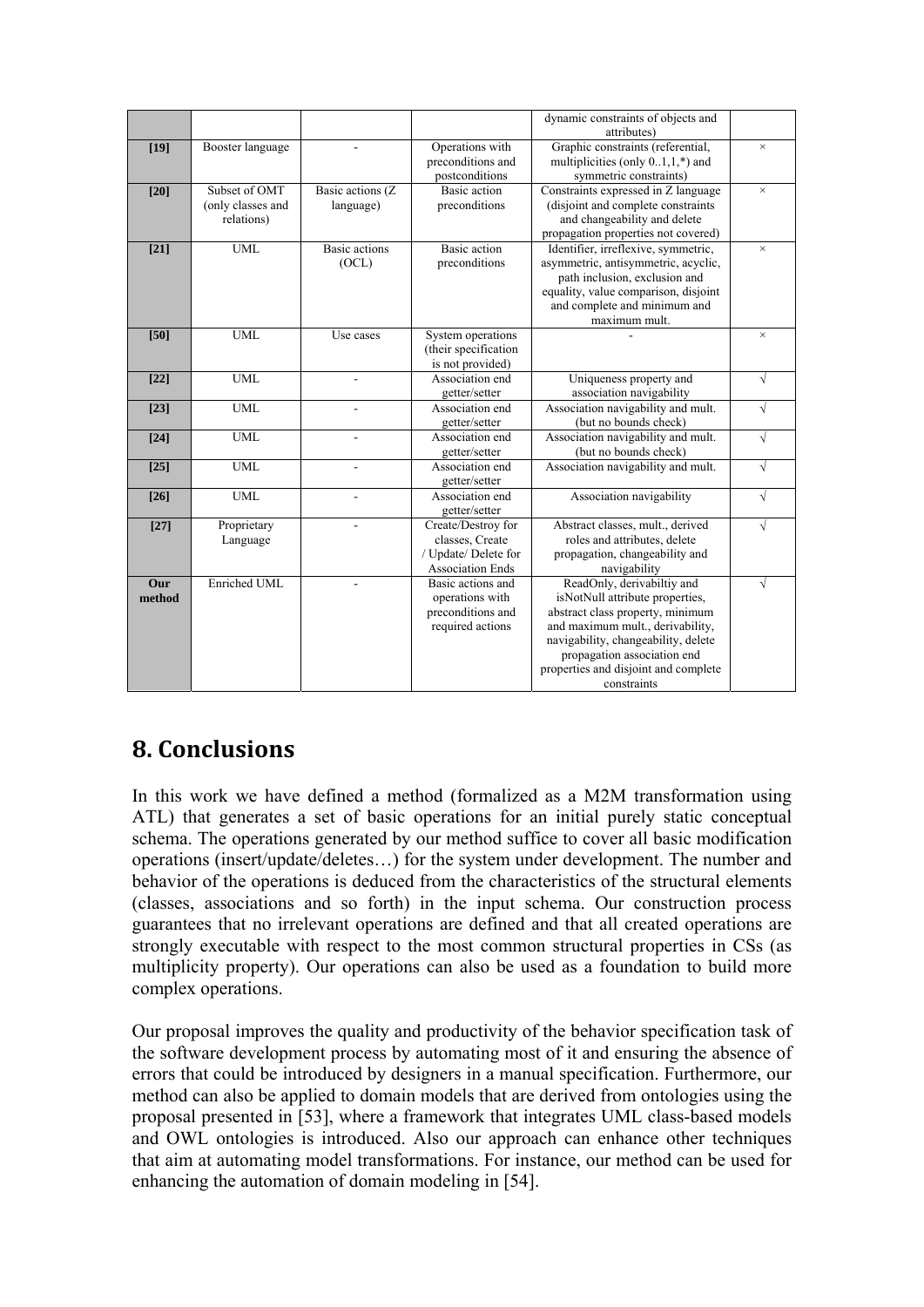|  |  |  |  | dynamic constraints of objects and attributes) |  |
|---|---|---|---|---|---|
| **[19]** | Booster language | - | Operations with preconditions and postconditions | Graphic constraints (referential, multiplicities (only 0..1,1,*) and symmetric constraints) | × |
| **[20]** | Subset of OMT (only classes and relations) | Basic actions (Z language) | Basic action preconditions | Constraints expressed in Z language (disjoint and complete constraints and changeability and delete propagation properties not covered) | × |
| **[21]** | UML | Basic actions (OCL) | Basic action preconditions | Identifier, irreflexive, symmetric, asymmetric, antisymmetric, acyclic, path inclusion, exclusion and equality, value comparison, disjoint and complete and minimum and maximum mult. | × |
| **[50]** | UML | Use cases | System operations (their specification is not provided) | - | × |
| **[22]** | UML | - | Association end getter/setter | Uniqueness property and association navigability | √ |
| **[23]** | UML | - | Association end getter/setter | Association navigability and mult. (but no bounds check) | √ |
| **[24]** | UML | - | Association end getter/setter | Association navigability and mult. (but no bounds check) | √ |
| **[25]** | UML | - | Association end getter/setter | Association navigability and mult. | √ |
| **[26]** | UML | - | Association end getter/setter | Association navigability | √ |
| **[27]** | Proprietary Language | - | Create/Destroy for classes, Create / Update/ Delete for Association Ends | Abstract classes, mult., derived roles and attributes, delete propagation, changeability and navigability | √ |
| **Our method** | Enriched UML | - | Basic actions and operations with preconditions and required actions | ReadOnly, derivabiltiy and isNotNull attribute properties, abstract class property, minimum and maximum mult., derivability, navigability, changeability, delete propagation association end properties and disjoint and complete constraints | √ |

## 8. Conclusions

In this work we have defined a method (formalized as a M2M transformation using ATL) that generates a set of basic operations for an initial purely static conceptual schema. The operations generated by our method suffice to cover all basic modification operations (insert/update/deletes…) for the system under development. The number and behavior of the operations is deduced from the characteristics of the structural elements (classes, associations and so forth) in the input schema. Our construction process guarantees that no irrelevant operations are defined and that all created operations are strongly executable with respect to the most common structural properties in CSs (as multiplicity property). Our operations can also be used as a foundation to build more complex operations.

Our proposal improves the quality and productivity of the behavior specification task of the software development process by automating most of it and ensuring the absence of errors that could be introduced by designers in a manual specification. Furthermore, our method can also be applied to domain models that are derived from ontologies using the proposal presented in [53], where a framework that integrates UML class-based models and OWL ontologies is introduced. Also our approach can enhance other techniques that aim at automating model transformations. For instance, our method can be used for enhancing the automation of domain modeling in [54].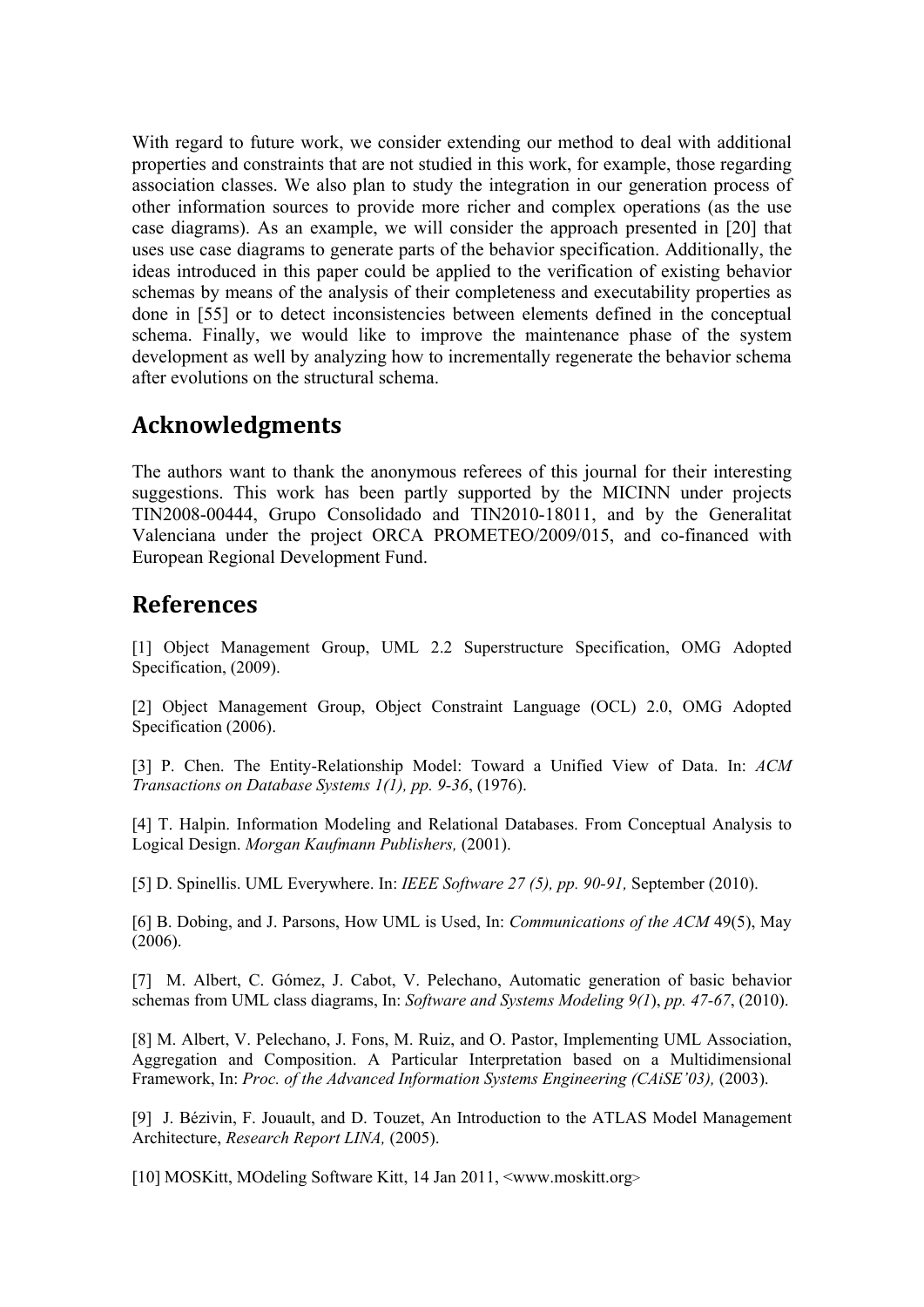With regard to future work, we consider extending our method to deal with additional properties and constraints that are not studied in this work, for example, those regarding association classes. We also plan to study the integration in our generation process of other information sources to provide more richer and complex operations (as the use case diagrams). As an example, we will consider the approach presented in [20] that uses use case diagrams to generate parts of the behavior specification. Additionally, the ideas introduced in this paper could be applied to the verification of existing behavior schemas by means of the analysis of their completeness and executability properties as done in [55] or to detect inconsistencies between elements defined in the conceptual schema. Finally, we would like to improve the maintenance phase of the system development as well by analyzing how to incrementally regenerate the behavior schema after evolutions on the structural schema.

## Acknowledgments

The authors want to thank the anonymous referees of this journal for their interesting suggestions. This work has been partly supported by the MICINN under projects TIN2008-00444, Grupo Consolidado and TIN2010-18011, and by the Generalitat Valenciana under the project ORCA PROMETEO/2009/015, and co-financed with European Regional Development Fund.

## References

[1] Object Management Group, UML 2.2 Superstructure Specification, OMG Adopted Specification, (2009).

[2] Object Management Group, Object Constraint Language (OCL) 2.0, OMG Adopted Specification (2006).

[3] P. Chen. The Entity-Relationship Model: Toward a Unified View of Data. In: *ACM Transactions on Database Systems 1(1), pp. 9-36*, (1976).

[4] T. Halpin. Information Modeling and Relational Databases. From Conceptual Analysis to Logical Design. *Morgan Kaufmann Publishers,* (2001).

[5] D. Spinellis. UML Everywhere. In: *IEEE Software 27 (5), pp. 90-91,* September (2010).

[6] B. Dobing, and J. Parsons, How UML is Used, In: *Communications of the ACM* 49(5), May (2006).

[7] M. Albert, C. Gómez, J. Cabot, V. Pelechano, Automatic generation of basic behavior schemas from UML class diagrams, In: *Software and Systems Modeling 9(1*), *pp. 47-67*, (2010).

[8] M. Albert, V. Pelechano, J. Fons, M. Ruiz, and O. Pastor, Implementing UML Association, Aggregation and Composition. A Particular Interpretation based on a Multidimensional Framework, In: *Proc. of the Advanced Information Systems Engineering (CAiSE'03),* (2003).

[9] J. Bézivin, F. Jouault, and D. Touzet, An Introduction to the ATLAS Model Management Architecture, *Research Report LINA,* (2005).

[10] MOSKitt, MOdeling Software Kitt, 14 Jan 2011, <www.moskitt.org>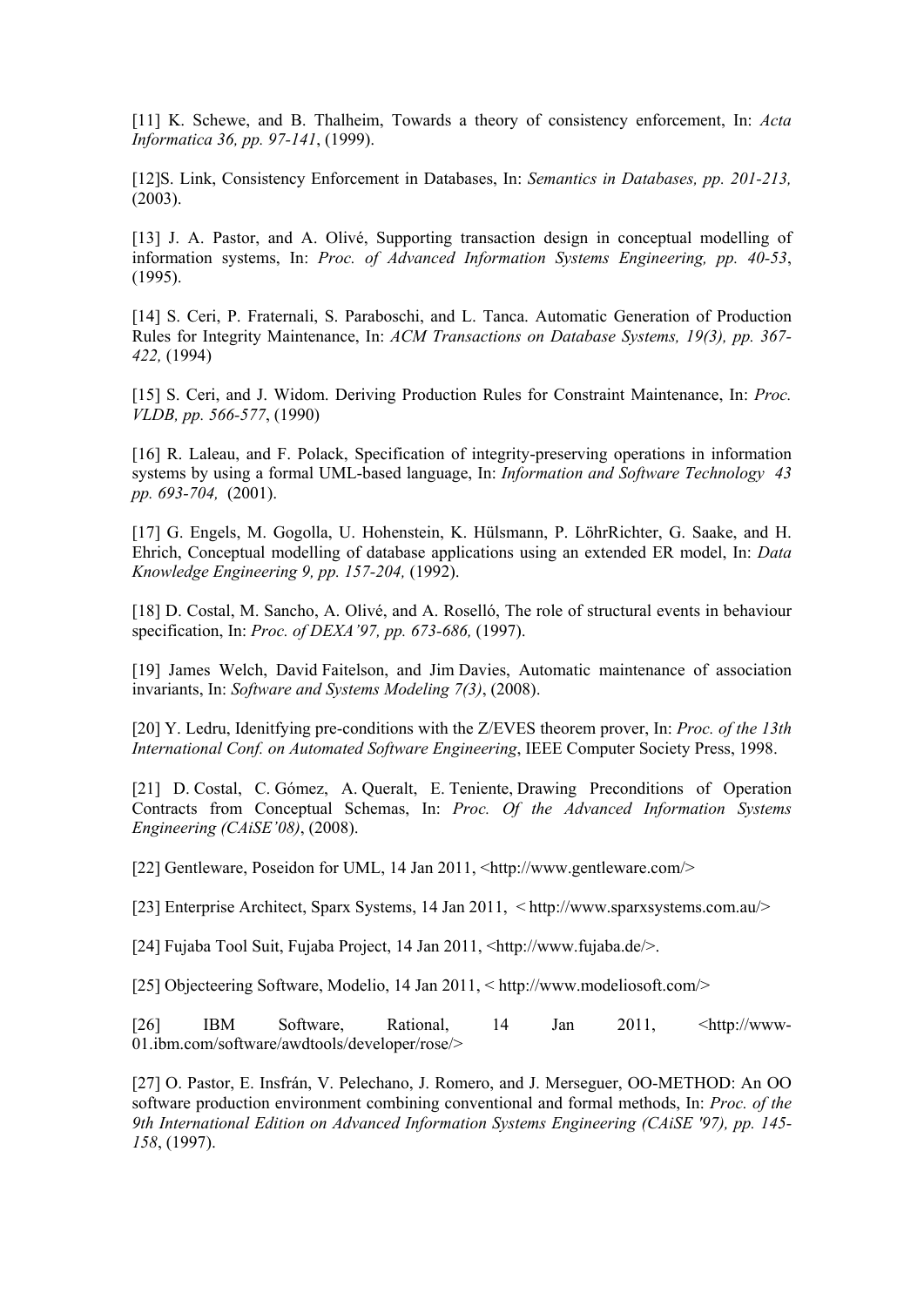[11] K. Schewe, and B. Thalheim, Towards a theory of consistency enforcement, In: *Acta Informatica 36, pp. 97-141*, (1999).

[12]S. Link, Consistency Enforcement in Databases, In: *Semantics in Databases, pp. 201-213,* (2003).

[13] J. A. Pastor, and A. Olivé, Supporting transaction design in conceptual modelling of information systems, In: *Proc. of Advanced Information Systems Engineering, pp. 40-53*, (1995).

[14] S. Ceri, P. Fraternali, S. Paraboschi, and L. Tanca. Automatic Generation of Production Rules for Integrity Maintenance, In: *ACM Transactions on Database Systems, 19(3), pp. 367-422,* (1994)

[15] S. Ceri, and J. Widom. Deriving Production Rules for Constraint Maintenance, In: *Proc. VLDB, pp. 566-577*, (1990)

[16] R. Laleau, and F. Polack, Specification of integrity-preserving operations in information systems by using a formal UML-based language, In: *Information and Software Technology 43 pp. 693-704,* (2001).

[17] G. Engels, M. Gogolla, U. Hohenstein, K. Hülsmann, P. LöhrRichter, G. Saake, and H. Ehrich, Conceptual modelling of database applications using an extended ER model, In: *Data Knowledge Engineering 9, pp. 157-204,* (1992).

[18] D. Costal, M. Sancho, A. Olivé, and A. Roselló, The role of structural events in behaviour specification, In: *Proc. of DEXA'97, pp. 673-686,* (1997).

[19] James Welch, David Faitelson, and Jim Davies, Automatic maintenance of association invariants, In: *Software and Systems Modeling 7(3)*, (2008).

[20] Y. Ledru, Idenitfying pre-conditions with the Z/EVES theorem prover, In: *Proc. of the 13th International Conf. on Automated Software Engineering*, IEEE Computer Society Press, 1998.

[21] D. Costal, C. Gómez, A. Queralt, E. Teniente, Drawing Preconditions of Operation Contracts from Conceptual Schemas, In: *Proc. Of the Advanced Information Systems Engineering (CAiSE'08)*, (2008).

[22] Gentleware, Poseidon for UML, 14 Jan 2011, <http://www.gentleware.com/>

[23] Enterprise Architect, Sparx Systems, 14 Jan 2011, < http://www.sparxsystems.com.au/>

[24] Fujaba Tool Suit, Fujaba Project, 14 Jan 2011, <http://www.fujaba.de/>.

[25] Objecteering Software, Modelio, 14 Jan 2011, < http://www.modeliosoft.com/>

[26] IBM Software, Rational, 14 Jan 2011, <http://www-01.ibm.com/software/awdtools/developer/rose/>

[27] O. Pastor, E. Insfrán, V. Pelechano, J. Romero, and J. Merseguer, OO-METHOD: An OO software production environment combining conventional and formal methods, In: *Proc. of the 9th International Edition on Advanced Information Systems Engineering (CAiSE '97), pp. 145-158*, (1997).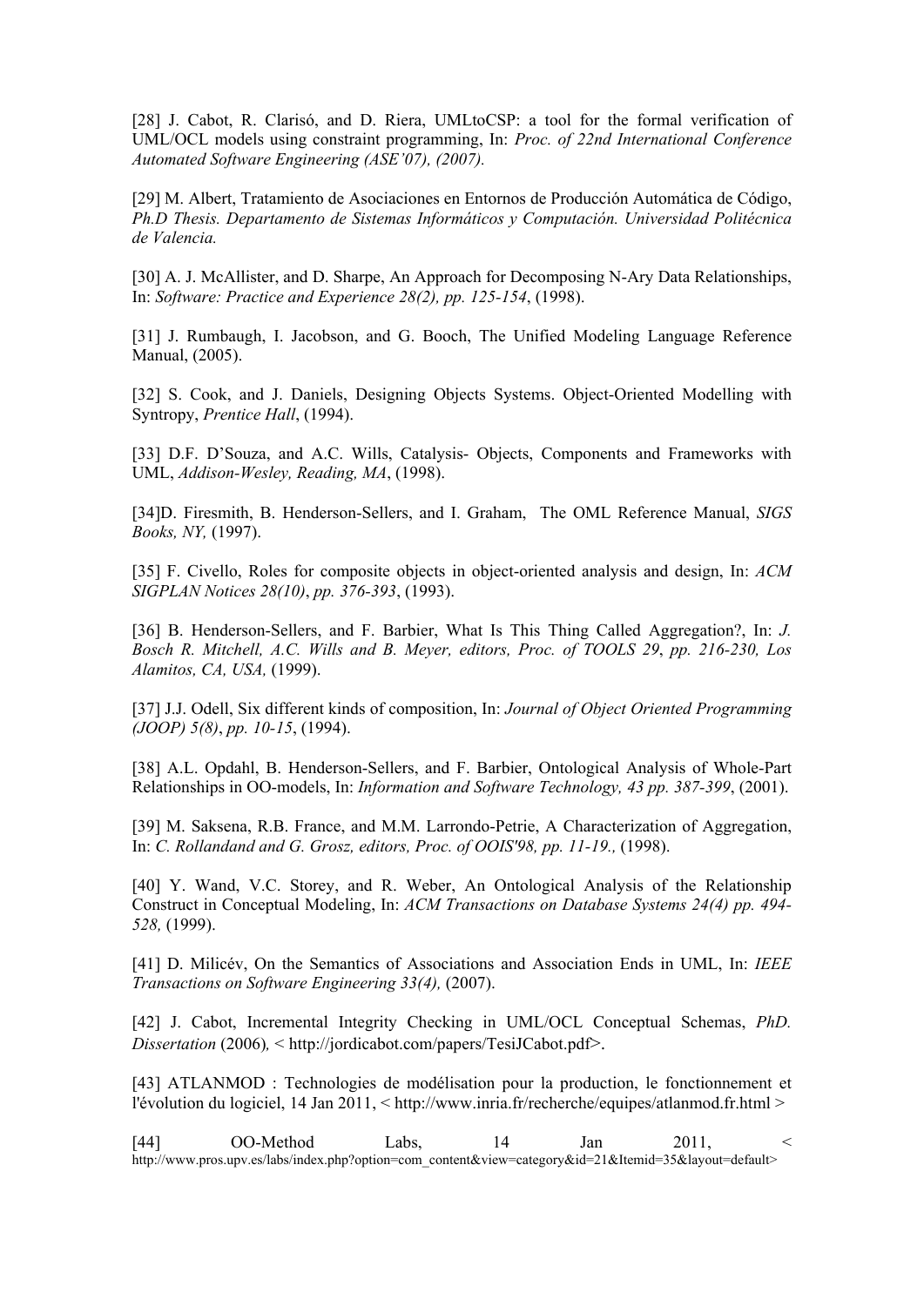[28] J. Cabot, R. Clarisó, and D. Riera, UMLtoCSP: a tool for the formal verification of UML/OCL models using constraint programming, In: *Proc. of 22nd International Conference Automated Software Engineering (ASE'07), (2007).*

[29] M. Albert, Tratamiento de Asociaciones en Entornos de Producción Automática de Código, *Ph.D Thesis. Departamento de Sistemas Informáticos y Computación. Universidad Politécnica de Valencia.*

[30] A. J. McAllister, and D. Sharpe, An Approach for Decomposing N-Ary Data Relationships, In: *Software: Practice and Experience 28(2), pp. 125-154*, (1998).

[31] J. Rumbaugh, I. Jacobson, and G. Booch, The Unified Modeling Language Reference Manual, (2005).

[32] S. Cook, and J. Daniels, Designing Objects Systems. Object-Oriented Modelling with Syntropy, *Prentice Hall*, (1994).

[33] D.F. D'Souza, and A.C. Wills, Catalysis- Objects, Components and Frameworks with UML, *Addison-Wesley, Reading, MA*, (1998).

[34]D. Firesmith, B. Henderson-Sellers, and I. Graham, The OML Reference Manual, *SIGS Books, NY,* (1997).

[35] F. Civello, Roles for composite objects in object-oriented analysis and design, In: *ACM SIGPLAN Notices 28(10)*, *pp. 376-393*, (1993).

[36] B. Henderson-Sellers, and F. Barbier, What Is This Thing Called Aggregation?, In: *J. Bosch R. Mitchell, A.C. Wills and B. Meyer, editors, Proc. of TOOLS 29*, *pp. 216-230, Los Alamitos, CA, USA,* (1999).

[37] J.J. Odell, Six different kinds of composition, In: *Journal of Object Oriented Programming (JOOP) 5(8)*, *pp. 10-15*, (1994).

[38] A.L. Opdahl, B. Henderson-Sellers, and F. Barbier, Ontological Analysis of Whole-Part Relationships in OO-models, In: *Information and Software Technology, 43 pp. 387-399*, (2001).

[39] M. Saksena, R.B. France, and M.M. Larrondo-Petrie, A Characterization of Aggregation, In: *C. Rollandand and G. Grosz, editors, Proc. of OOIS'98, pp. 11-19.,* (1998).

[40] Y. Wand, V.C. Storey, and R. Weber, An Ontological Analysis of the Relationship Construct in Conceptual Modeling, In: *ACM Transactions on Database Systems 24(4) pp. 494-528,* (1999).

[41] D. Milicév, On the Semantics of Associations and Association Ends in UML, In: *IEEE Transactions on Software Engineering 33(4),* (2007).

[42] J. Cabot, Incremental Integrity Checking in UML/OCL Conceptual Schemas, *PhD. Dissertation* (2006), < http://jordicabot.com/papers/TesiJCabot.pdf>.

[43] ATLANMOD : Technologies de modélisation pour la production, le fonctionnement et l'évolution du logiciel, 14 Jan 2011, < http://www.inria.fr/recherche/equipes/atlanmod.fr.html >

[44] OO-Method Labs, 14 Jan 2011, < http://www.pros.upv.es/labs/index.php?option=com_content&view=category&id=21&Itemid=35&layout=default>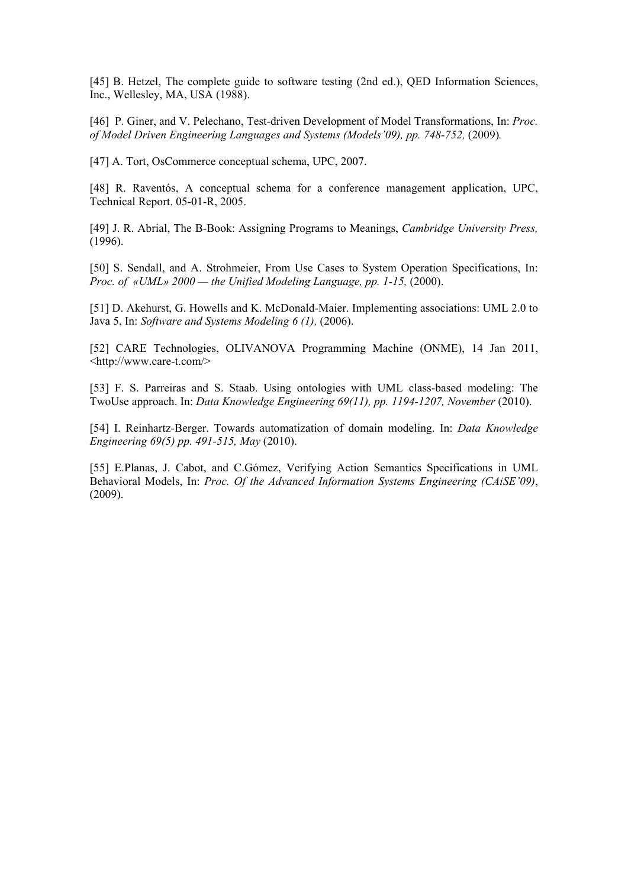[45] B. Hetzel, The complete guide to software testing (2nd ed.), QED Information Sciences, Inc., Wellesley, MA, USA (1988).

[46] P. Giner, and V. Pelechano, Test-driven Development of Model Transformations, In: *Proc. of Model Driven Engineering Languages and Systems (Models'09), pp. 748-752,* (2009).

[47] A. Tort, OsCommerce conceptual schema, UPC, 2007.

[48] R. Raventós, A conceptual schema for a conference management application, UPC, Technical Report. 05-01-R, 2005.

[49] J. R. Abrial, The B-Book: Assigning Programs to Meanings, *Cambridge University Press,* (1996).

[50] S. Sendall, and A. Strohmeier, From Use Cases to System Operation Specifications, In: *Proc. of «UML» 2000 — the Unified Modeling Language, pp. 1-15,* (2000).

[51] D. Akehurst, G. Howells and K. McDonald-Maier. Implementing associations: UML 2.0 to Java 5, In: *Software and Systems Modeling 6 (1),* (2006).

[52] CARE Technologies, OLIVANOVA Programming Machine (ONME), 14 Jan 2011, <http://www.care-t.com/>

[53] F. S. Parreiras and S. Staab. Using ontologies with UML class-based modeling: The TwoUse approach. In: *Data Knowledge Engineering 69(11), pp. 1194-1207, November* (2010).

[54] I. Reinhartz-Berger. Towards automatization of domain modeling. In: *Data Knowledge Engineering 69(5) pp. 491-515, May* (2010).

[55] E.Planas, J. Cabot, and C.Gómez, Verifying Action Semantics Specifications in UML Behavioral Models, In: *Proc. Of the Advanced Information Systems Engineering (CAiSE'09)*, (2009).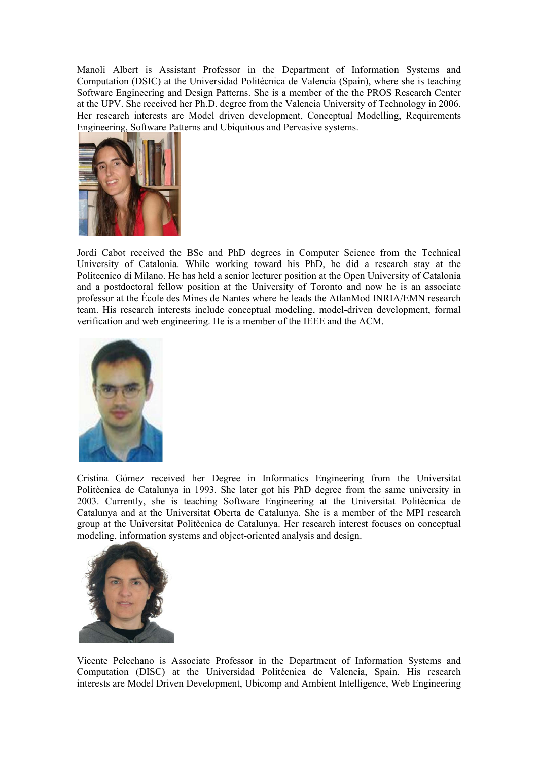Manoli Albert is Assistant Professor in the Department of Information Systems and Computation (DSIC) at the Universidad Politécnica de Valencia (Spain), where she is teaching Software Engineering and Design Patterns. She is a member of the the PROS Research Center at the UPV. She received her Ph.D. degree from the Valencia University of Technology in 2006. Her research interests are Model driven development, Conceptual Modelling, Requirements Engineering, Software Patterns and Ubiquitous and Pervasive systems.

Jordi Cabot received the BSc and PhD degrees in Computer Science from the Technical University of Catalonia. While working toward his PhD, he did a research stay at the Politecnico di Milano. He has held a senior lecturer position at the Open University of Catalonia and a postdoctoral fellow position at the University of Toronto and now he is an associate professor at the École des Mines de Nantes where he leads the AtlanMod INRIA/EMN research team. His research interests include conceptual modeling, model-driven development, formal verification and web engineering. He is a member of the IEEE and the ACM.

Cristina Gómez received her Degree in Informatics Engineering from the Universitat Politècnica de Catalunya in 1993. She later got his PhD degree from the same university in 2003. Currently, she is teaching Software Engineering at the Universitat Politècnica de Catalunya and at the Universitat Oberta de Catalunya. She is a member of the MPI research group at the Universitat Politècnica de Catalunya. Her research interest focuses on conceptual modeling, information systems and object-oriented analysis and design.

Vicente Pelechano is Associate Professor in the Department of Information Systems and Computation (DISC) at the Universidad Politécnica de Valencia, Spain. His research interests are Model Driven Development, Ubicomp and Ambient Intelligence, Web Engineering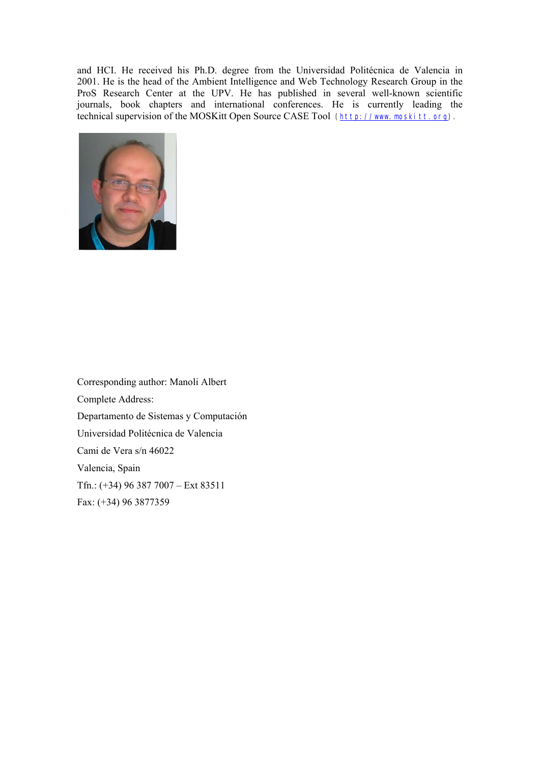and HCI. He received his Ph.D. degree from the Universidad Politécnica de Valencia in 2001. He is the head of the Ambient Intelligence and Web Technology Research Group in the ProS Research Center at the UPV. He has published in several well-known scientific journals, book chapters and international conferences. He is currently leading the technical supervision of the MOSKitt Open Source CASE Tool (http://www.moskitt.org).

Corresponding author: Manoli Albert

Complete Address:

Departamento de Sistemas y Computación

Universidad Politécnica de Valencia

Cami de Vera s/n 46022

Valencia, Spain

Tfn.: (+34) 96 387 7007 – Ext 83511

Fax: (+34) 96 3877359